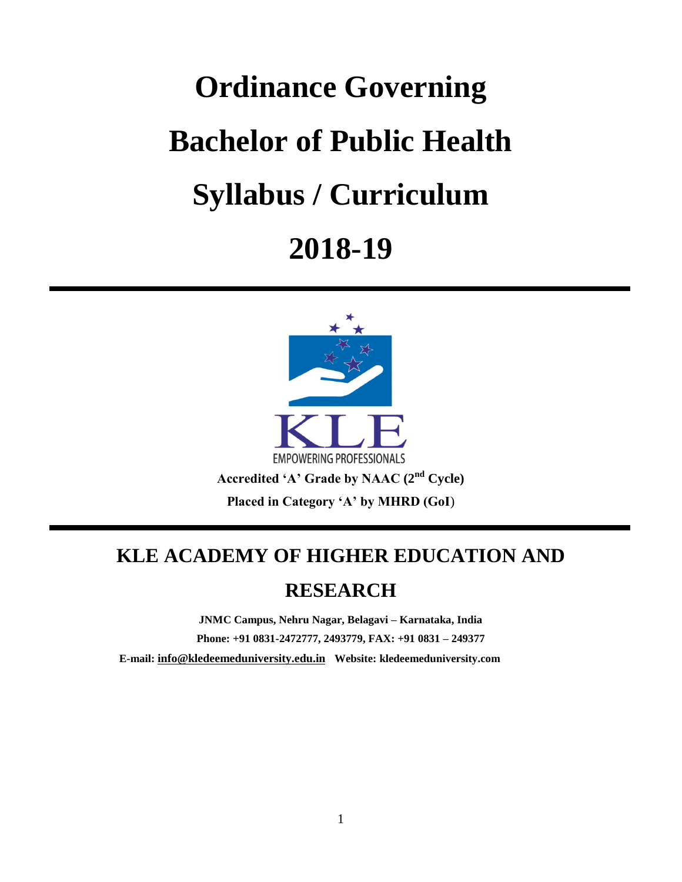# Ordinance Governing

# Bachelor of Public Health

# Syllabus / Curriculum

# 2018-19

KLE

EMPOWERING PROFESSIONALS

**Accredited 'A' Grade by NAAC (2nd Cycle)**

**Placed in Category 'A' by MHRD (GoI)**

## KLE ACADEMY OF HIGHER EDUCATION AND RESEARCH

**JNMC Campus, Nehru Nagar, Belagavi – Karnataka, India**

**Phone: +91 0831-2472777, 2493779, FAX: +91 0831 – 249377**

**E-mail: info@kledeemeduniversity.edu.in Website: kledeemeduniversity.com**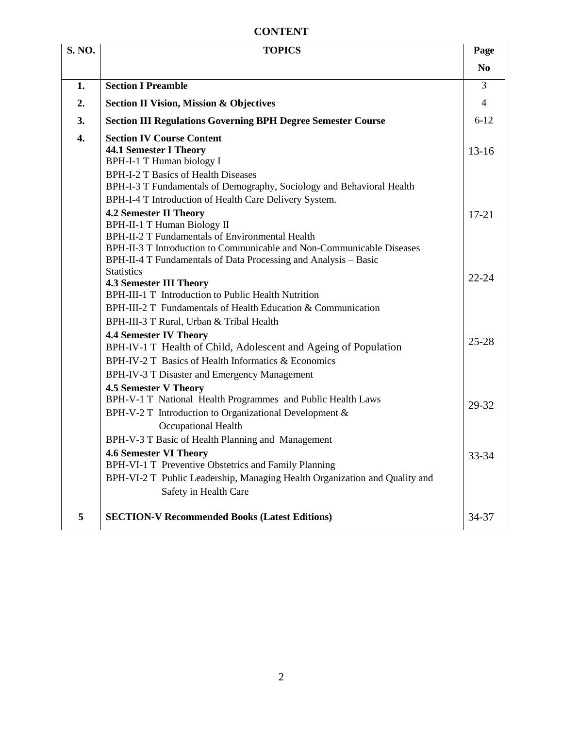# CONTENT

| S. NO. | TOPICS | Page No |
|---|---|---|
| 1. | **Section I Preamble** | 3 |
| 2. | **Section II Vision, Mission & Objectives** | 4 |
| 3. | **Section III Regulations Governing BPH Degree Semester Course** | 6-12 |
| 4. | **Section IV Course Content**<br>**44.1 Semester I Theory**<br>BPH-I-1 T Human biology I<br>BPH-I-2 T Basics of Health Diseases<br>BPH-I-3 T Fundamentals of Demography, Sociology and Behavioral Health<br>BPH-I-4 T Introduction of Health Care Delivery System. | 13-16 |
| | **4.2 Semester II Theory**<br>BPH-II-1 T Human Biology II<br>BPH-II-2 T Fundamentals of Environmental Health<br>BPH-II-3 T Introduction to Communicable and Non-Communicable Diseases<br>BPH-II-4 T Fundamentals of Data Processing and Analysis – Basic Statistics | 17-21 |
| | **4.3 Semester III Theory**<br>BPH-III-1 T Introduction to Public Health Nutrition<br>BPH-III-2 T Fundamentals of Health Education & Communication<br>BPH-III-3 T Rural, Urban & Tribal Health | 22-24 |
| | **4.4 Semester IV Theory**<br>BPH-IV-1 T Health of Child, Adolescent and Ageing of Population<br>BPH-IV-2 T Basics of Health Informatics & Economics<br>BPH-IV-3 T Disaster and Emergency Management | 25-28 |
| | **4.5 Semester V Theory**<br>BPH-V-1 T National Health Programmes and Public Health Laws<br>BPH-V-2 T Introduction to Organizational Development & Occupational Health<br>BPH-V-3 T Basic of Health Planning and Management | 29-32 |
| | **4.6 Semester VI Theory**<br>BPH-VI-1 T Preventive Obstetrics and Family Planning<br>BPH-VI-2 T Public Leadership, Managing Health Organization and Quality and Safety in Health Care | 33-34 |
| 5 | **SECTION-V Recommended Books (Latest Editions)** | 34-37 |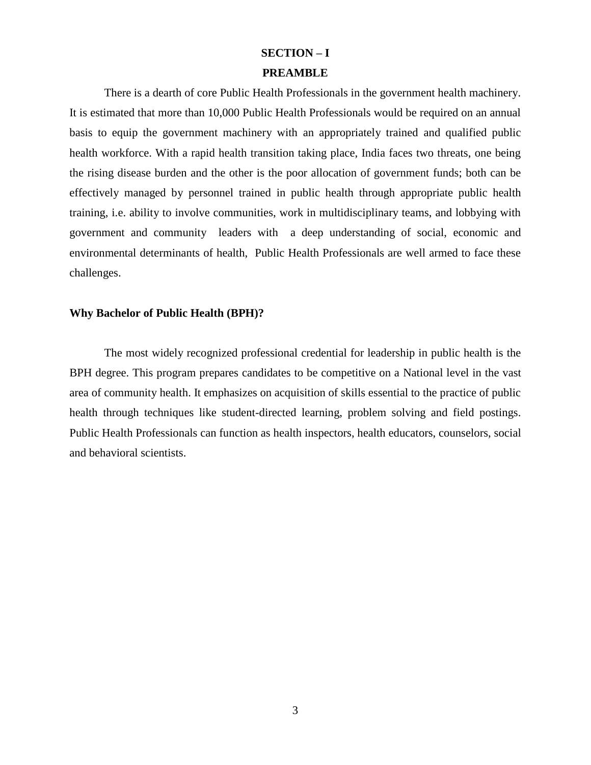# SECTION – I

## PREAMBLE

There is a dearth of core Public Health Professionals in the government health machinery. It is estimated that more than 10,000 Public Health Professionals would be required on an annual basis to equip the government machinery with an appropriately trained and qualified public health workforce. With a rapid health transition taking place, India faces two threats, one being the rising disease burden and the other is the poor allocation of government funds; both can be effectively managed by personnel trained in public health through appropriate public health training, i.e. ability to involve communities, work in multidisciplinary teams, and lobbying with government and community leaders with a deep understanding of social, economic and environmental determinants of health, Public Health Professionals are well armed to face these challenges.

**Why Bachelor of Public Health (BPH)?**

The most widely recognized professional credential for leadership in public health is the BPH degree. This program prepares candidates to be competitive on a National level in the vast area of community health. It emphasizes on acquisition of skills essential to the practice of public health through techniques like student-directed learning, problem solving and field postings. Public Health Professionals can function as health inspectors, health educators, counselors, social and behavioral scientists.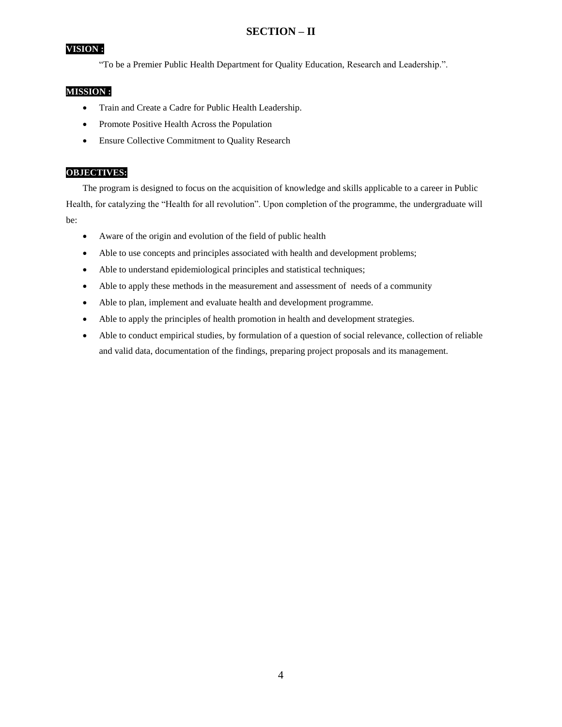## SECTION – II

**VISION :**

"To be a Premier Public Health Department for Quality Education, Research and Leadership.".

**MISSION :**

- Train and Create a Cadre for Public Health Leadership.
- Promote Positive Health Across the Population
- Ensure Collective Commitment to Quality Research

**OBJECTIVES:**

The program is designed to focus on the acquisition of knowledge and skills applicable to a career in Public Health, for catalyzing the "Health for all revolution". Upon completion of the programme, the undergraduate will be:

- Aware of the origin and evolution of the field of public health
- Able to use concepts and principles associated with health and development problems;
- Able to understand epidemiological principles and statistical techniques;
- Able to apply these methods in the measurement and assessment of needs of a community
- Able to plan, implement and evaluate health and development programme.
- Able to apply the principles of health promotion in health and development strategies.
- Able to conduct empirical studies, by formulation of a question of social relevance, collection of reliable and valid data, documentation of the findings, preparing project proposals and its management.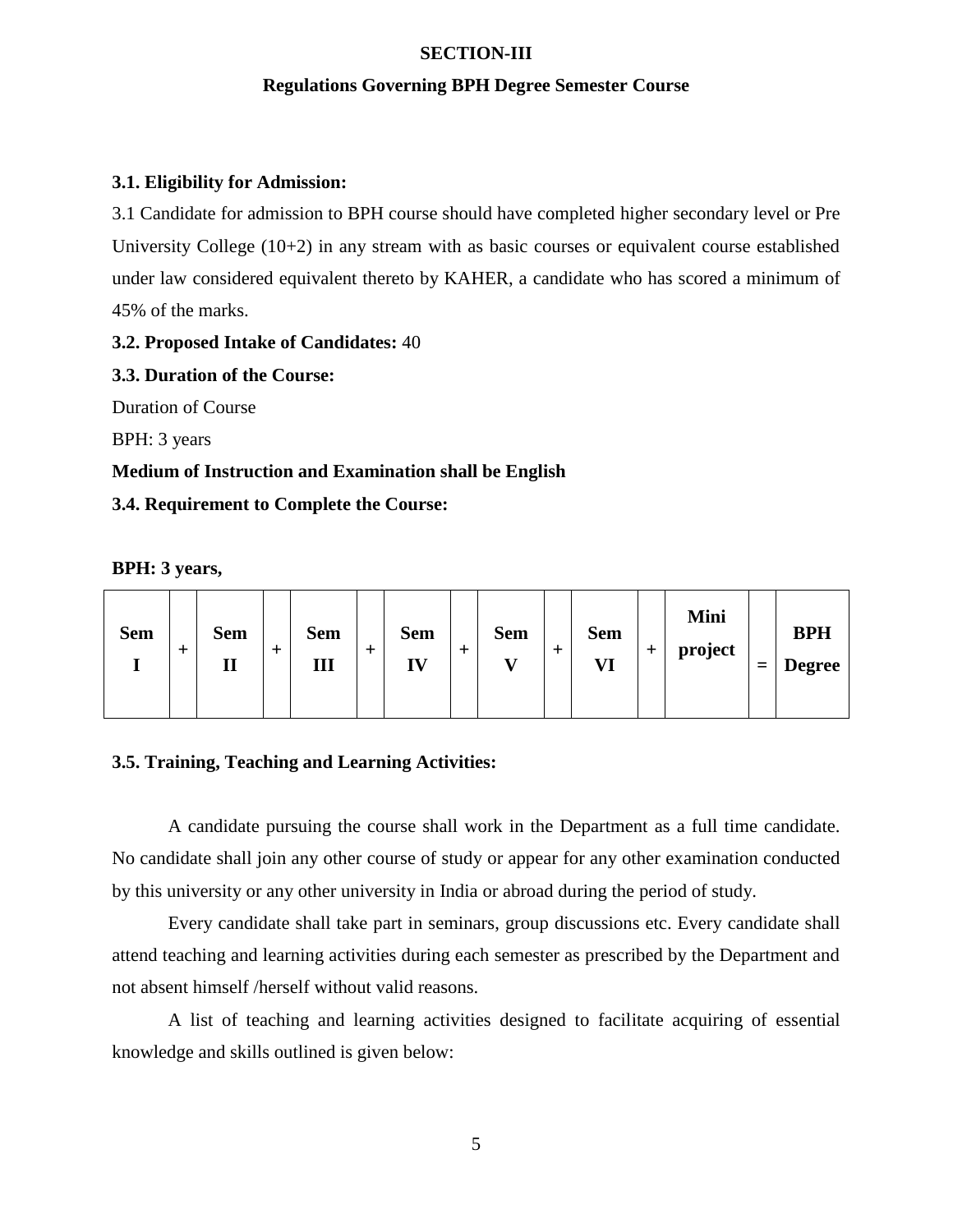**SECTION-III**

**Regulations Governing BPH Degree Semester Course**

**3.1. Eligibility for Admission:**

3.1 Candidate for admission to BPH course should have completed higher secondary level or Pre University College (10+2) in any stream with as basic courses or equivalent course established under law considered equivalent thereto by KAHER, a candidate who has scored a minimum of 45% of the marks.

**3.2. Proposed Intake of Candidates:** 40

**3.3. Duration of the Course:**

Duration of Course

BPH: 3 years

**Medium of Instruction and Examination shall be English**

**3.4. Requirement to Complete the Course:**

**BPH: 3 years,**

| **Sem I** | **+** | **Sem II** | **+** | **Sem III** | **+** | **Sem IV** | **+** | **Sem V** | **+** | **Sem VI** | **+** | **Mini project** | **=** | **BPH Degree** |
|---|---|---|---|---|---|---|---|---|---|---|---|---|---|---|

**3.5. Training, Teaching and Learning Activities:**

A candidate pursuing the course shall work in the Department as a full time candidate. No candidate shall join any other course of study or appear for any other examination conducted by this university or any other university in India or abroad during the period of study.

Every candidate shall take part in seminars, group discussions etc. Every candidate shall attend teaching and learning activities during each semester as prescribed by the Department and not absent himself /herself without valid reasons.

A list of teaching and learning activities designed to facilitate acquiring of essential knowledge and skills outlined is given below: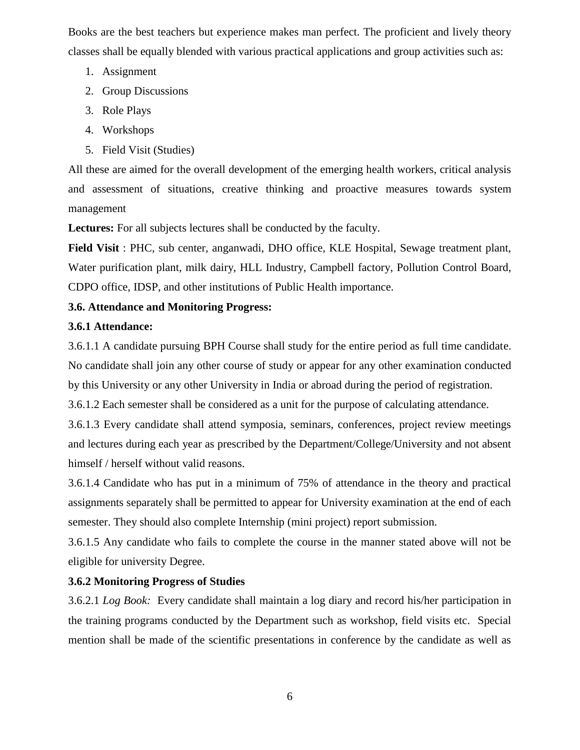Books are the best teachers but experience makes man perfect. The proficient and lively theory classes shall be equally blended with various practical applications and group activities such as:

1. Assignment
2. Group Discussions
3. Role Plays
4. Workshops
5. Field Visit (Studies)

All these are aimed for the overall development of the emerging health workers, critical analysis and assessment of situations, creative thinking and proactive measures towards system management

**Lectures:** For all subjects lectures shall be conducted by the faculty.

**Field Visit** : PHC, sub center, anganwadi, DHO office, KLE Hospital, Sewage treatment plant, Water purification plant, milk dairy, HLL Industry, Campbell factory, Pollution Control Board, CDPO office, IDSP, and other institutions of Public Health importance.

**3.6. Attendance and Monitoring Progress:**

**3.6.1 Attendance:**

3.6.1.1 A candidate pursuing BPH Course shall study for the entire period as full time candidate. No candidate shall join any other course of study or appear for any other examination conducted by this University or any other University in India or abroad during the period of registration.

3.6.1.2 Each semester shall be considered as a unit for the purpose of calculating attendance.

3.6.1.3 Every candidate shall attend symposia, seminars, conferences, project review meetings and lectures during each year as prescribed by the Department/College/University and not absent himself / herself without valid reasons.

3.6.1.4 Candidate who has put in a minimum of 75% of attendance in the theory and practical assignments separately shall be permitted to appear for University examination at the end of each semester. They should also complete Internship (mini project) report submission.

3.6.1.5 Any candidate who fails to complete the course in the manner stated above will not be eligible for university Degree.

**3.6.2 Monitoring Progress of Studies**

3.6.2.1 *Log Book:* Every candidate shall maintain a log diary and record his/her participation in the training programs conducted by the Department such as workshop, field visits etc. Special mention shall be made of the scientific presentations in conference by the candidate as well as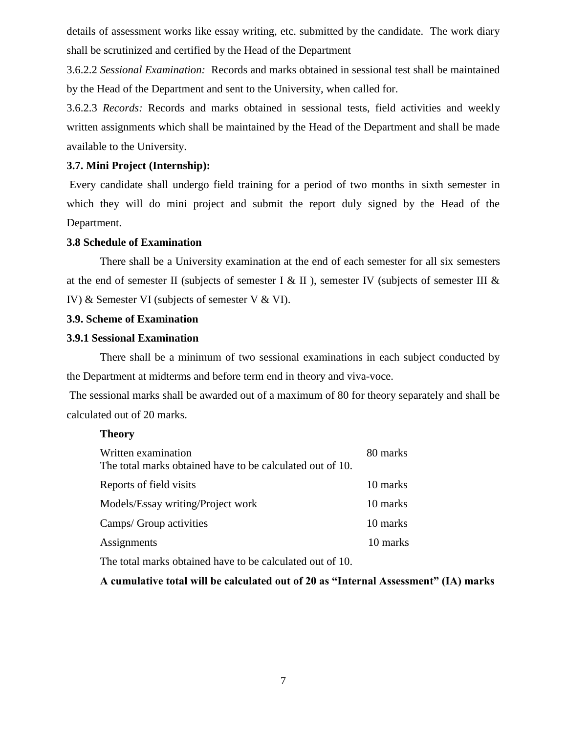details of assessment works like essay writing, etc. submitted by the candidate. The work diary shall be scrutinized and certified by the Head of the Department

3.6.2.2 *Sessional Examination:* Records and marks obtained in sessional test shall be maintained by the Head of the Department and sent to the University, when called for.

3.6.2.3 *Records:* Records and marks obtained in sessional tests, field activities and weekly written assignments which shall be maintained by the Head of the Department and shall be made available to the University.

**3.7. Mini Project (Internship):**

Every candidate shall undergo field training for a period of two months in sixth semester in which they will do mini project and submit the report duly signed by the Head of the Department.

**3.8 Schedule of Examination**

There shall be a University examination at the end of each semester for all six semesters at the end of semester II (subjects of semester I & II ), semester IV (subjects of semester III & IV) & Semester VI (subjects of semester V & VI).

**3.9. Scheme of Examination**

**3.9.1 Sessional Examination**

There shall be a minimum of two sessional examinations in each subject conducted by the Department at midterms and before term end in theory and viva-voce.

The sessional marks shall be awarded out of a maximum of 80 for theory separately and shall be calculated out of 20 marks.

**Theory**

| | |
|---|---|
| Written examination | 80 marks |
| The total marks obtained have to be calculated out of 10. | |
| Reports of field visits | 10 marks |
| Models/Essay writing/Project work | 10 marks |
| Camps/ Group activities | 10 marks |
| Assignments | 10 marks |

The total marks obtained have to be calculated out of 10.

**A cumulative total will be calculated out of 20 as "Internal Assessment" (IA) marks**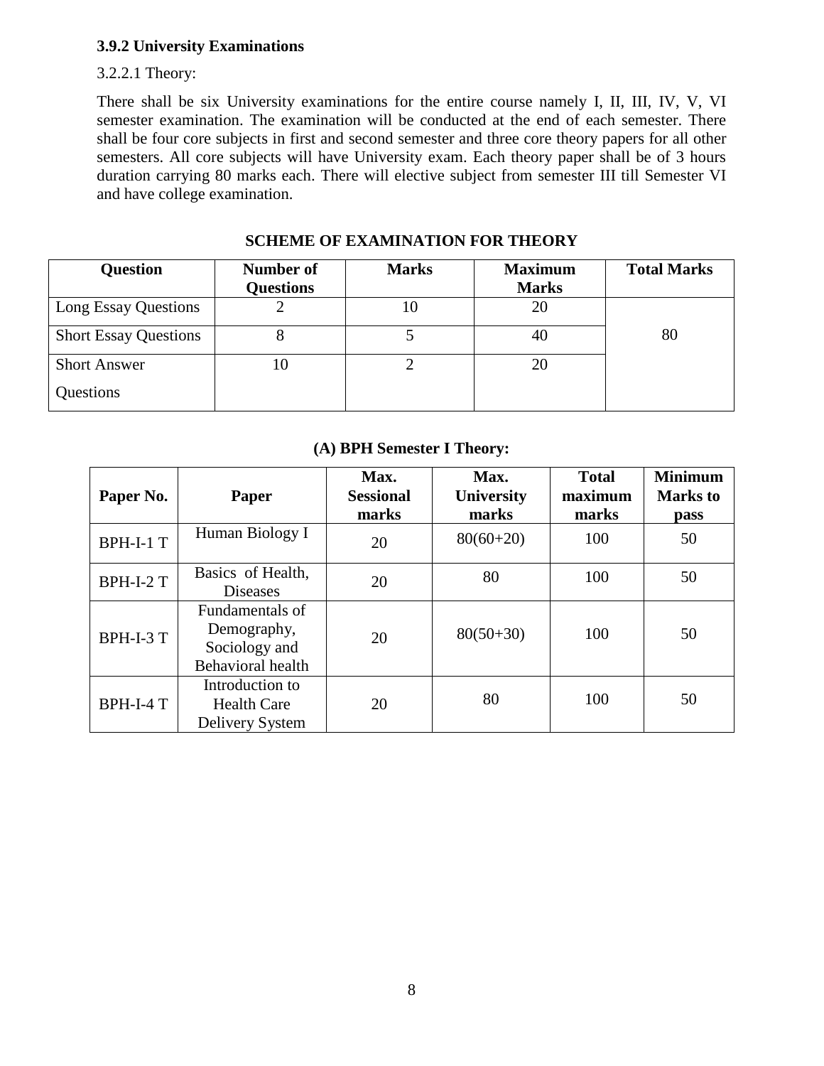**3.9.2 University Examinations**

3.2.2.1 Theory:

There shall be six University examinations for the entire course namely I, II, III, IV, V, VI semester examination. The examination will be conducted at the end of each semester. There shall be four core subjects in first and second semester and three core theory papers for all other semesters. All core subjects will have University exam. Each theory paper shall be of 3 hours duration carrying 80 marks each. There will elective subject from semester III till Semester VI and have college examination.

**SCHEME OF EXAMINATION FOR THEORY**

| Question | Number of Questions | Marks | Maximum Marks | Total Marks |
|---|---|---|---|---|
| Long Essay Questions | 2 | 10 | 20 | 80 |
| Short Essay Questions | 8 | 5 | 40 | |
| Short Answer Questions | 10 | 2 | 20 | |

**(A) BPH Semester I Theory:**

| Paper No. | Paper | Max. Sessional marks | Max. University marks | Total maximum marks | Minimum Marks to pass |
|---|---|---|---|---|---|
| BPH-I-1 T | Human Biology I | 20 | 80(60+20) | 100 | 50 |
| BPH-I-2 T | Basics of Health, Diseases | 20 | 80 | 100 | 50 |
| BPH-I-3 T | Fundamentals of Demography, Sociology and Behavioral health | 20 | 80(50+30) | 100 | 50 |
| BPH-I-4 T | Introduction to Health Care Delivery System | 20 | 80 | 100 | 50 |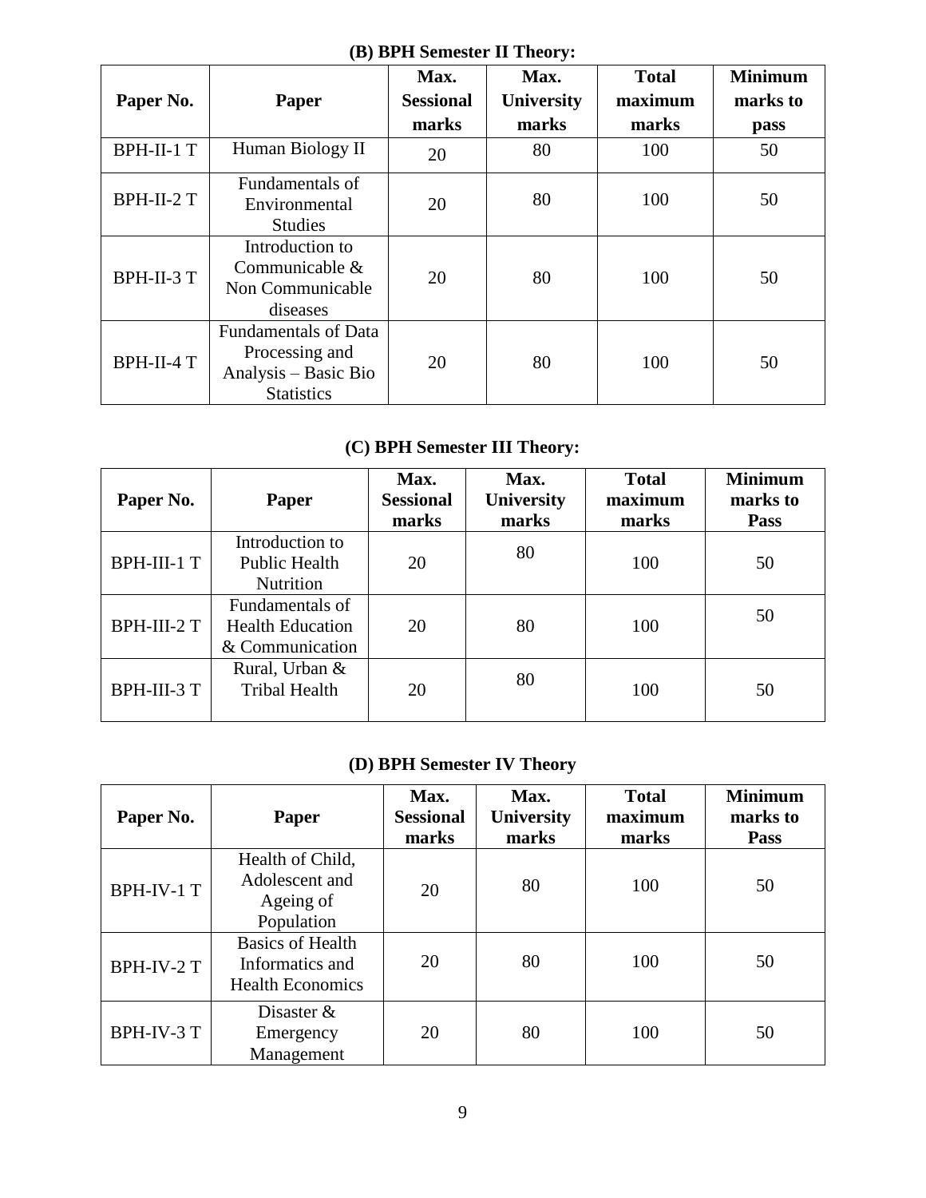**(B) BPH Semester II Theory:**

| Paper No. | Paper | Max. Sessional marks | Max. University marks | Total maximum marks | Minimum marks to pass |
|---|---|---|---|---|---|
| BPH-II-1 T | Human Biology II | 20 | 80 | 100 | 50 |
| BPH-II-2 T | Fundamentals of Environmental Studies | 20 | 80 | 100 | 50 |
| BPH-II-3 T | Introduction to Communicable & Non Communicable diseases | 20 | 80 | 100 | 50 |
| BPH-II-4 T | Fundamentals of Data Processing and Analysis – Basic Bio Statistics | 20 | 80 | 100 | 50 |

**(C) BPH Semester III Theory:**

| Paper No. | Paper | Max. Sessional marks | Max. University marks | Total maximum marks | Minimum marks to Pass |
|---|---|---|---|---|---|
| BPH-III-1 T | Introduction to Public Health Nutrition | 20 | 80 | 100 | 50 |
| BPH-III-2 T | Fundamentals of Health Education & Communication | 20 | 80 | 100 | 50 |
| BPH-III-3 T | Rural, Urban & Tribal Health | 20 | 80 | 100 | 50 |

**(D) BPH Semester IV Theory**

| Paper No. | Paper | Max. Sessional marks | Max. University marks | Total maximum marks | Minimum marks to Pass |
|---|---|---|---|---|---|
| BPH-IV-1 T | Health of Child, Adolescent and Ageing of Population | 20 | 80 | 100 | 50 |
| BPH-IV-2 T | Basics of Health Informatics and Health Economics | 20 | 80 | 100 | 50 |
| BPH-IV-3 T | Disaster & Emergency Management | 20 | 80 | 100 | 50 |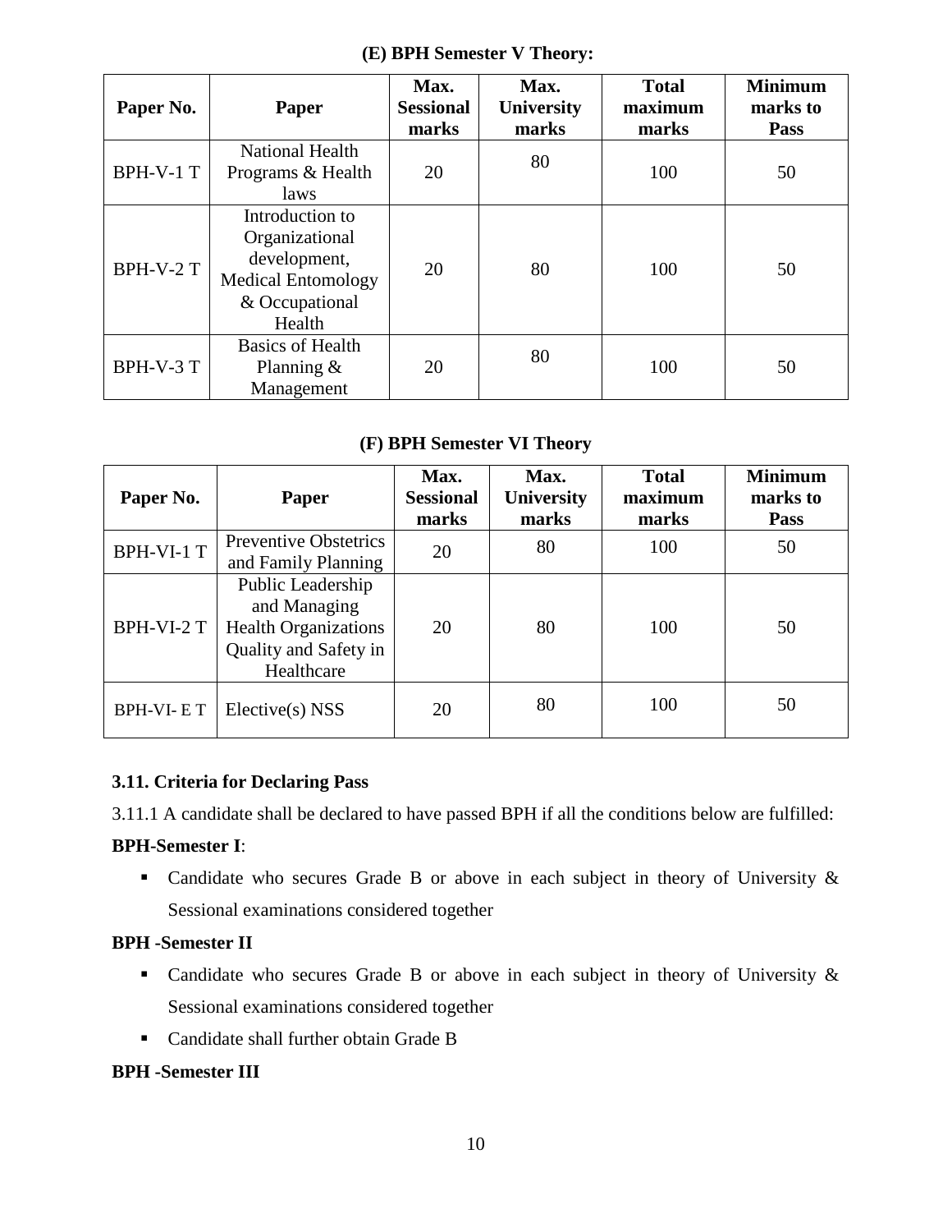**(E) BPH Semester V Theory:**

| Paper No. | Paper | Max. Sessional marks | Max. University marks | Total maximum marks | Minimum marks to Pass |
|---|---|---|---|---|---|
| BPH-V-1 T | National Health Programs & Health laws | 20 | 80 | 100 | 50 |
| BPH-V-2 T | Introduction to Organizational development, Medical Entomology & Occupational Health | 20 | 80 | 100 | 50 |
| BPH-V-3 T | Basics of Health Planning & Management | 20 | 80 | 100 | 50 |

**(F) BPH Semester VI Theory**

| Paper No. | Paper | Max. Sessional marks | Max. University marks | Total maximum marks | Minimum marks to Pass |
|---|---|---|---|---|---|
| BPH-VI-1 T | Preventive Obstetrics and Family Planning | 20 | 80 | 100 | 50 |
| BPH-VI-2 T | Public Leadership and Managing Health Organizations Quality and Safety in Healthcare | 20 | 80 | 100 | 50 |
| BPH-VI- E T | Elective(s) NSS | 20 | 80 | 100 | 50 |

**3.11. Criteria for Declaring Pass**

3.11.1 A candidate shall be declared to have passed BPH if all the conditions below are fulfilled:

**BPH-Semester I**:

- Candidate who secures Grade B or above in each subject in theory of University & Sessional examinations considered together

**BPH -Semester II**

- Candidate who secures Grade B or above in each subject in theory of University & Sessional examinations considered together
- Candidate shall further obtain Grade B

**BPH -Semester III**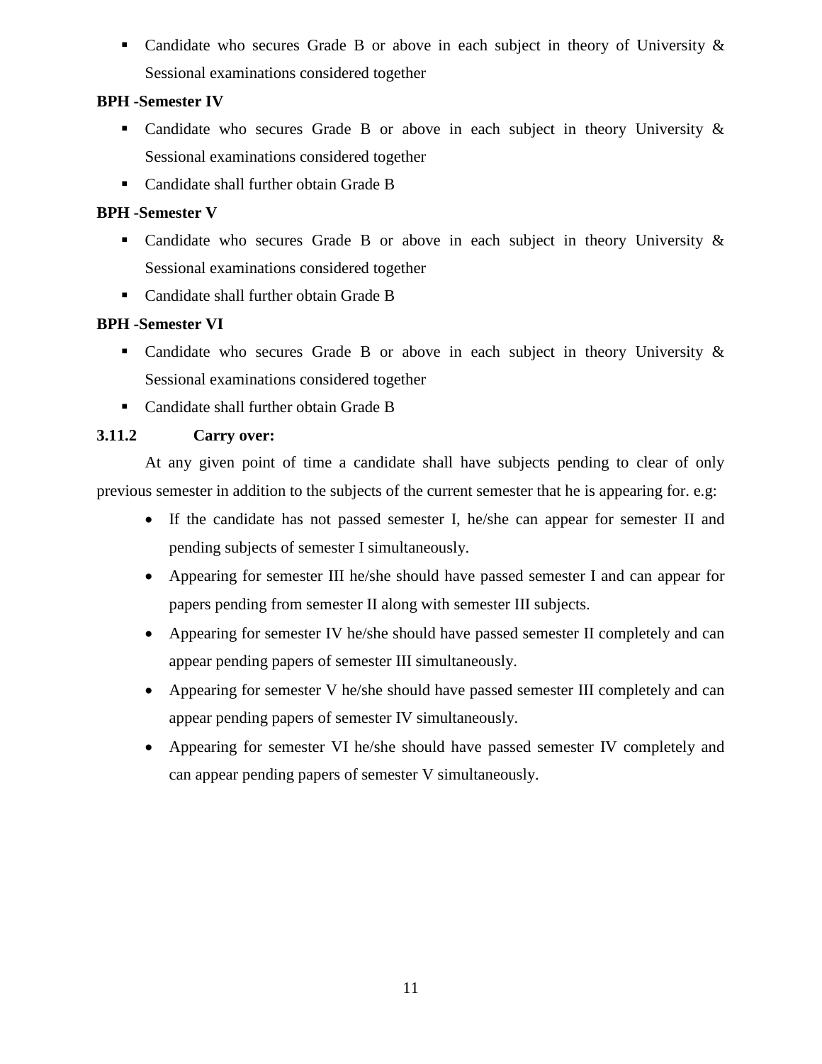- Candidate who secures Grade B or above in each subject in theory of University & Sessional examinations considered together

**BPH -Semester IV**

- Candidate who secures Grade B or above in each subject in theory University & Sessional examinations considered together
- Candidate shall further obtain Grade B

**BPH -Semester V**

- Candidate who secures Grade B or above in each subject in theory University & Sessional examinations considered together
- Candidate shall further obtain Grade B

**BPH -Semester VI**

- Candidate who secures Grade B or above in each subject in theory University & Sessional examinations considered together
- Candidate shall further obtain Grade B

**3.11.2 Carry over:**

At any given point of time a candidate shall have subjects pending to clear of only previous semester in addition to the subjects of the current semester that he is appearing for. e.g:

- If the candidate has not passed semester I, he/she can appear for semester II and pending subjects of semester I simultaneously.
- Appearing for semester III he/she should have passed semester I and can appear for papers pending from semester II along with semester III subjects.
- Appearing for semester IV he/she should have passed semester II completely and can appear pending papers of semester III simultaneously.
- Appearing for semester V he/she should have passed semester III completely and can appear pending papers of semester IV simultaneously.
- Appearing for semester VI he/she should have passed semester IV completely and can appear pending papers of semester V simultaneously.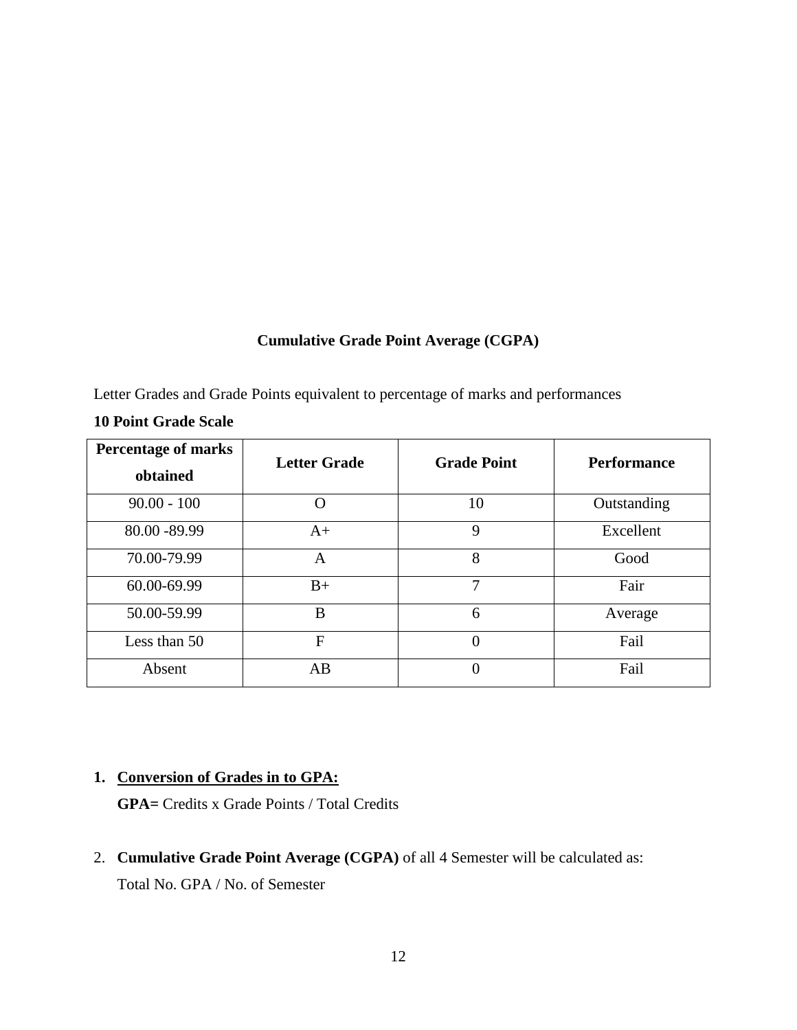## Cumulative Grade Point Average (CGPA)

Letter Grades and Grade Points equivalent to percentage of marks and performances

**10 Point Grade Scale**

| **Percentage of marks obtained** | **Letter Grade** | **Grade Point** | **Performance** |
|---|---|---|---|
| 90.00 - 100 | O | 10 | Outstanding |
| 80.00 -89.99 | A+ | 9 | Excellent |
| 70.00-79.99 | A | 8 | Good |
| 60.00-69.99 | B+ | 7 | Fair |
| 50.00-59.99 | B | 6 | Average |
| Less than 50 | F | 0 | Fail |
| Absent | AB | 0 | Fail |

1. **<u>Conversion of Grades in to GPA:</u>**
   **GPA=** Credits x Grade Points / Total Credits

2. **Cumulative Grade Point Average (CGPA)** of all 4 Semester will be calculated as:
   Total No. GPA / No. of Semester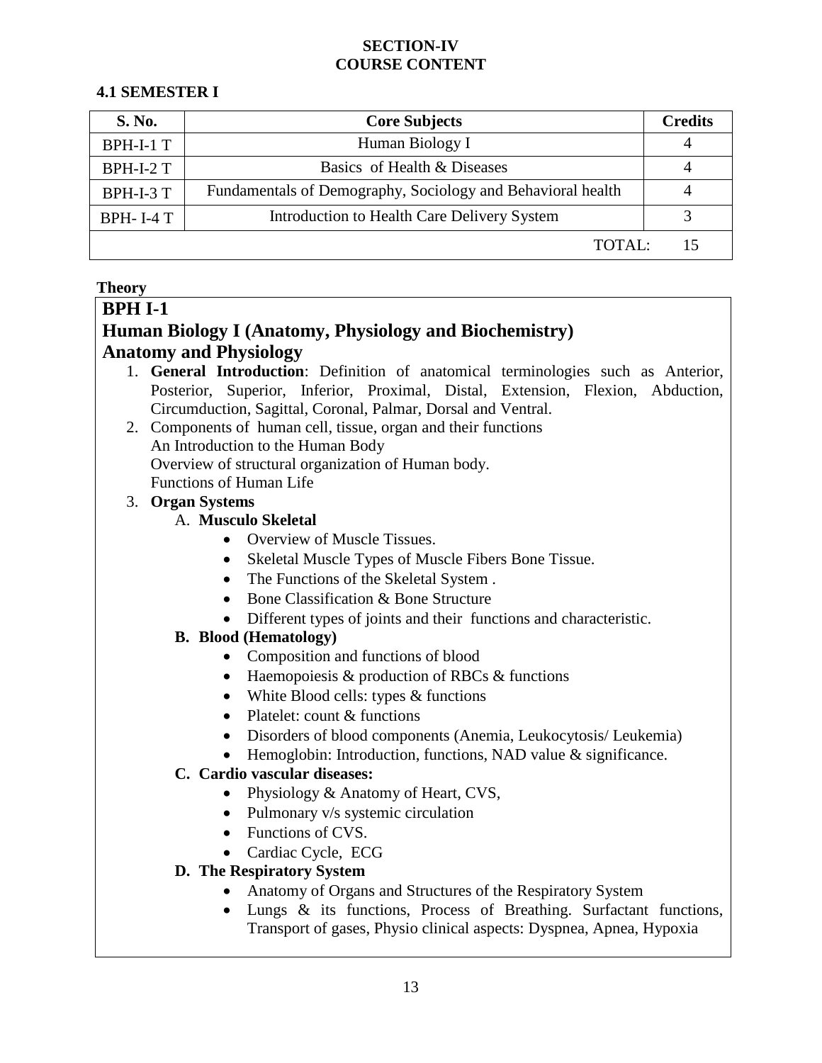## SECTION-IV
## COURSE CONTENT

### 4.1 SEMESTER I

| S. No. | Core Subjects | Credits |
|---|---|---|
| BPH-I-1 T | Human Biology I | 4 |
| BPH-I-2 T | Basics of Health & Diseases | 4 |
| BPH-I-3 T | Fundamentals of Demography, Sociology and Behavioral health | 4 |
| BPH- I-4 T | Introduction to Health Care Delivery System | 3 |
| | TOTAL: | 15 |

**Theory**

## BPH I-1

## Human Biology I (Anatomy, Physiology and Biochemistry)

## Anatomy and Physiology

1. **General Introduction**: Definition of anatomical terminologies such as Anterior, Posterior, Superior, Inferior, Proximal, Distal, Extension, Flexion, Abduction, Circumduction, Sagittal, Coronal, Palmar, Dorsal and Ventral.
2. Components of human cell, tissue, organ and their functions
   An Introduction to the Human Body
   Overview of structural organization of Human body.
   Functions of Human Life
3. **Organ Systems**
   A. **Musculo Skeletal**
      - Overview of Muscle Tissues.
      - Skeletal Muscle Types of Muscle Fibers Bone Tissue.
      - The Functions of the Skeletal System .
      - Bone Classification & Bone Structure
      - Different types of joints and their functions and characteristic.

   **B. Blood (Hematology)**
      - Composition and functions of blood
      - Haemopoiesis & production of RBCs & functions
      - White Blood cells: types & functions
      - Platelet: count & functions
      - Disorders of blood components (Anemia, Leukocytosis/ Leukemia)
      - Hemoglobin: Introduction, functions, NAD value & significance.

   **C. Cardio vascular diseases:**
      - Physiology & Anatomy of Heart, CVS,
      - Pulmonary v/s systemic circulation
      - Functions of CVS.
      - Cardiac Cycle, ECG

   **D. The Respiratory System**
      - Anatomy of Organs and Structures of the Respiratory System
      - Lungs & its functions, Process of Breathing. Surfactant functions, Transport of gases, Physio clinical aspects: Dyspnea, Apnea, Hypoxia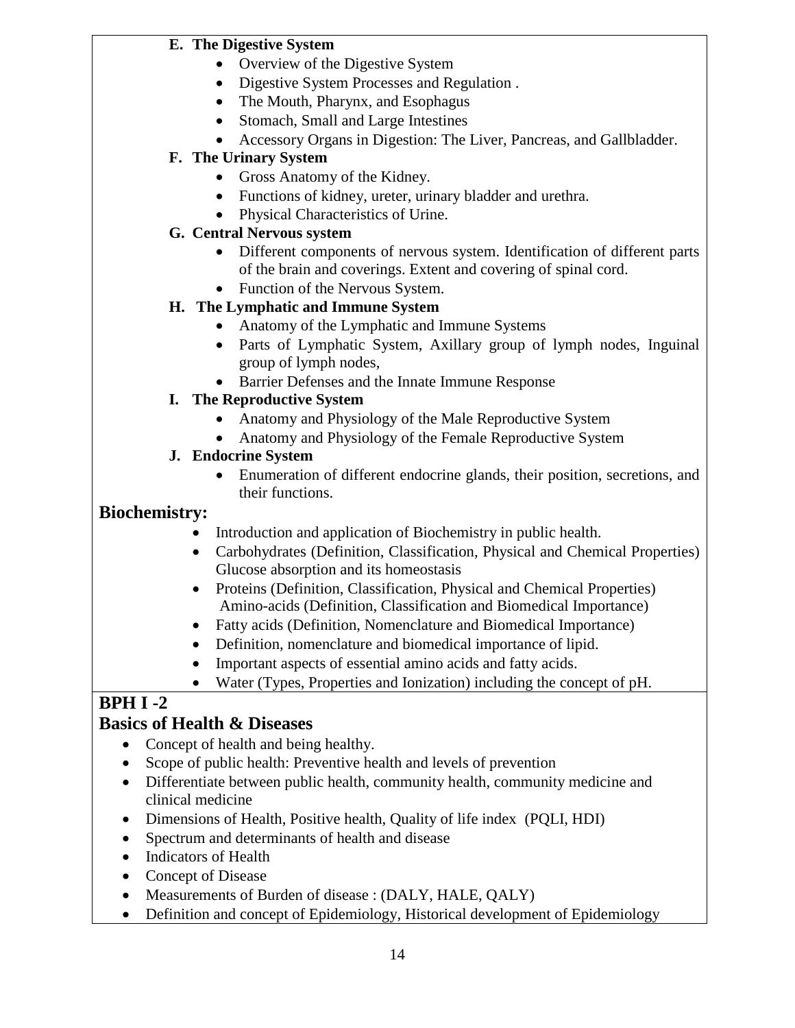**E. The Digestive System**

- Overview of the Digestive System
- Digestive System Processes and Regulation .
- The Mouth, Pharynx, and Esophagus
- Stomach, Small and Large Intestines
- Accessory Organs in Digestion: The Liver, Pancreas, and Gallbladder.

**F. The Urinary System**

- Gross Anatomy of the Kidney.
- Functions of kidney, ureter, urinary bladder and urethra.
- Physical Characteristics of Urine.

**G. Central Nervous system**

- Different components of nervous system. Identification of different parts of the brain and coverings. Extent and covering of spinal cord.
- Function of the Nervous System.

**H. The Lymphatic and Immune System**

- Anatomy of the Lymphatic and Immune Systems
- Parts of Lymphatic System, Axillary group of lymph nodes, Inguinal group of lymph nodes,
- Barrier Defenses and the Innate Immune Response

**I. The Reproductive System**

- Anatomy and Physiology of the Male Reproductive System
- Anatomy and Physiology of the Female Reproductive System

**J. Endocrine System**

- Enumeration of different endocrine glands, their position, secretions, and their functions.

## Biochemistry:

- Introduction and application of Biochemistry in public health.
- Carbohydrates (Definition, Classification, Physical and Chemical Properties) Glucose absorption and its homeostasis
- Proteins (Definition, Classification, Physical and Chemical Properties) Amino-acids (Definition, Classification and Biomedical Importance)
- Fatty acids (Definition, Nomenclature and Biomedical Importance)
- Definition, nomenclature and biomedical importance of lipid.
- Important aspects of essential amino acids and fatty acids.
- Water (Types, Properties and Ionization) including the concept of pH.

## BPH I -2

## Basics of Health & Diseases

- Concept of health and being healthy.
- Scope of public health: Preventive health and levels of prevention
- Differentiate between public health, community health, community medicine and clinical medicine
- Dimensions of Health, Positive health, Quality of life index (PQLI, HDI)
- Spectrum and determinants of health and disease
- Indicators of Health
- Concept of Disease
- Measurements of Burden of disease : (DALY, HALE, QALY)
- Definition and concept of Epidemiology, Historical development of Epidemiology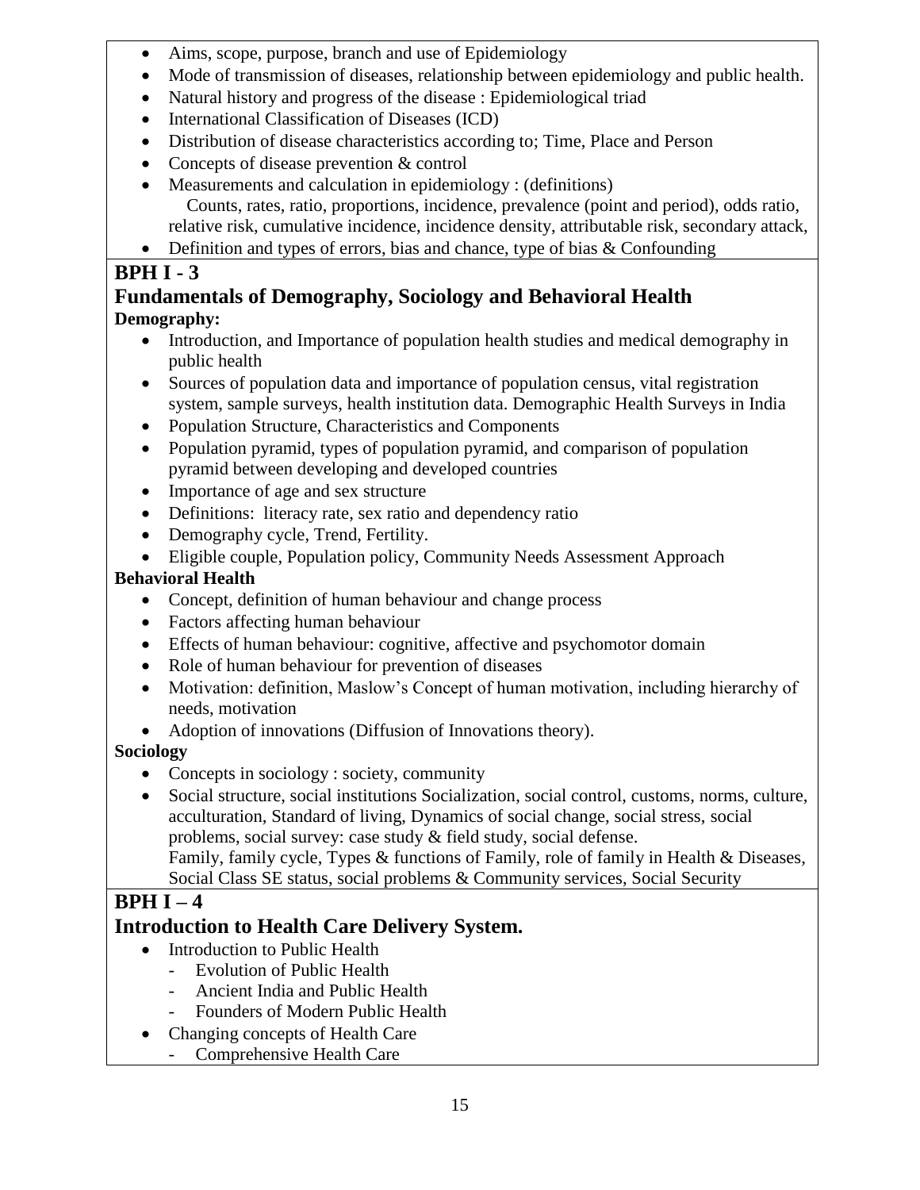- Aims, scope, purpose, branch and use of Epidemiology
- Mode of transmission of diseases, relationship between epidemiology and public health.
- Natural history and progress of the disease : Epidemiological triad
- International Classification of Diseases (ICD)
- Distribution of disease characteristics according to; Time, Place and Person
- Concepts of disease prevention & control
- Measurements and calculation in epidemiology : (definitions)
  Counts, rates, ratio, proportions, incidence, prevalence (point and period), odds ratio, relative risk, cumulative incidence, incidence density, attributable risk, secondary attack,
- Definition and types of errors, bias and chance, type of bias & Confounding

## BPH I - 3

## Fundamentals of Demography, Sociology and Behavioral Health

**Demography:**

- Introduction, and Importance of population health studies and medical demography in public health
- Sources of population data and importance of population census, vital registration system, sample surveys, health institution data. Demographic Health Surveys in India
- Population Structure, Characteristics and Components
- Population pyramid, types of population pyramid, and comparison of population pyramid between developing and developed countries
- Importance of age and sex structure
- Definitions: literacy rate, sex ratio and dependency ratio
- Demography cycle, Trend, Fertility.
- Eligible couple, Population policy, Community Needs Assessment Approach

**Behavioral Health**

- Concept, definition of human behaviour and change process
- Factors affecting human behaviour
- Effects of human behaviour: cognitive, affective and psychomotor domain
- Role of human behaviour for prevention of diseases
- Motivation: definition, Maslow's Concept of human motivation, including hierarchy of needs, motivation
- Adoption of innovations (Diffusion of Innovations theory).

**Sociology**

- Concepts in sociology : society, community
- Social structure, social institutions Socialization, social control, customs, norms, culture, acculturation, Standard of living, Dynamics of social change, social stress, social problems, social survey: case study & field study, social defense.
  Family, family cycle, Types & functions of Family, role of family in Health & Diseases, Social Class SE status, social problems & Community services, Social Security

## BPH I – 4

## Introduction to Health Care Delivery System.

- Introduction to Public Health
  - Evolution of Public Health
  - Ancient India and Public Health
  - Founders of Modern Public Health
- Changing concepts of Health Care
  - Comprehensive Health Care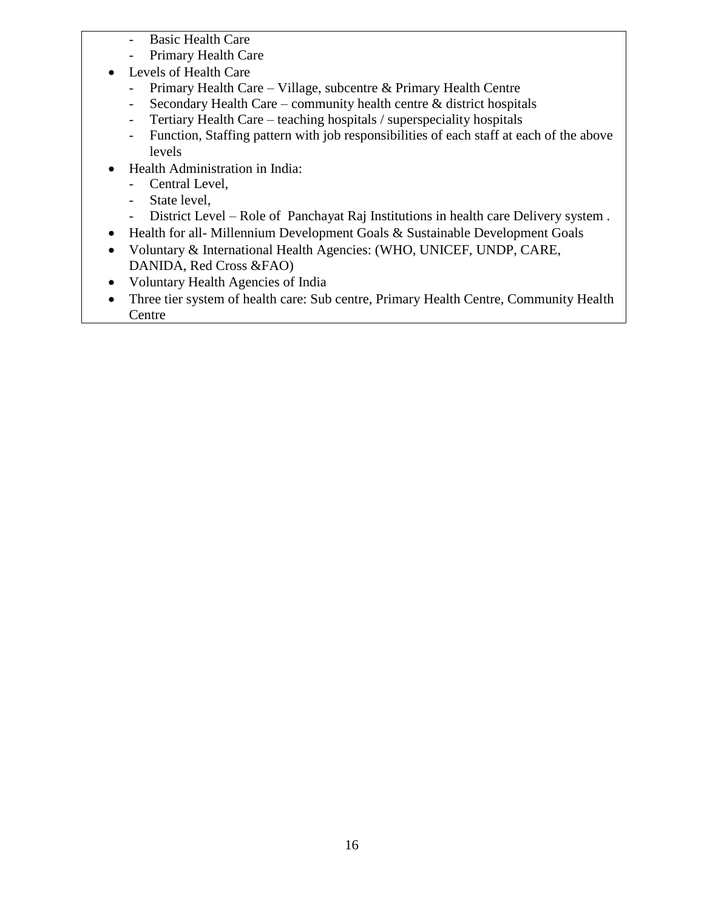- Basic Health Care
  - Primary Health Care
- Levels of Health Care
  - Primary Health Care – Village, subcentre & Primary Health Centre
  - Secondary Health Care – community health centre & district hospitals
  - Tertiary Health Care – teaching hospitals / superspeciality hospitals
  - Function, Staffing pattern with job responsibilities of each staff at each of the above levels
- Health Administration in India:
  - Central Level,
  - State level,
  - District Level – Role of Panchayat Raj Institutions in health care Delivery system .
- Health for all- Millennium Development Goals & Sustainable Development Goals
- Voluntary & International Health Agencies: (WHO, UNICEF, UNDP, CARE, DANIDA, Red Cross &FAO)
- Voluntary Health Agencies of India
- Three tier system of health care: Sub centre, Primary Health Centre, Community Health Centre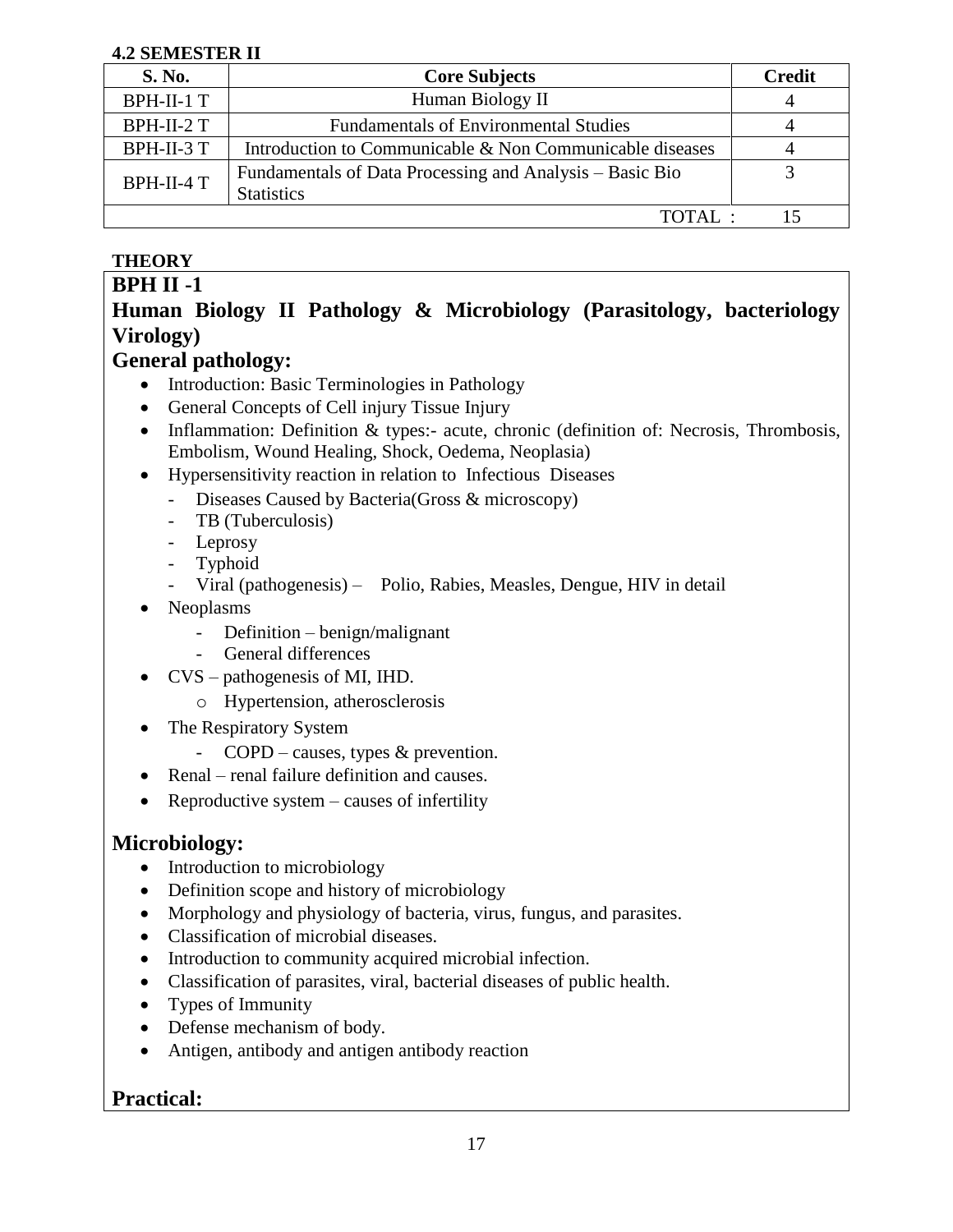**4.2 SEMESTER II**

| S. No. | Core Subjects | Credit |
|---|---|---|
| BPH-II-1 T | Human Biology II | 4 |
| BPH-II-2 T | Fundamentals of Environmental Studies | 4 |
| BPH-II-3 T | Introduction to Communicable & Non Communicable diseases | 4 |
| BPH-II-4 T | Fundamentals of Data Processing and Analysis – Basic Bio Statistics | 3 |
| | TOTAL : | 15 |

**THEORY**

## BPH II -1

## Human Biology II Pathology & Microbiology (Parasitology, bacteriology Virology)

### General pathology:

- Introduction: Basic Terminologies in Pathology
- General Concepts of Cell injury Tissue Injury
- Inflammation: Definition & types:- acute, chronic (definition of: Necrosis, Thrombosis, Embolism, Wound Healing, Shock, Oedema, Neoplasia)
- Hypersensitivity reaction in relation to Infectious Diseases
  - Diseases Caused by Bacteria(Gross & microscopy)
  - TB (Tuberculosis)
  - Leprosy
  - Typhoid
  - Viral (pathogenesis) – Polio, Rabies, Measles, Dengue, HIV in detail
- Neoplasms
  - Definition – benign/malignant
  - General differences
- CVS – pathogenesis of MI, IHD.
  - Hypertension, atherosclerosis
- The Respiratory System
  - COPD – causes, types & prevention.
- Renal – renal failure definition and causes.
- Reproductive system – causes of infertility

### Microbiology:

- Introduction to microbiology
- Definition scope and history of microbiology
- Morphology and physiology of bacteria, virus, fungus, and parasites.
- Classification of microbial diseases.
- Introduction to community acquired microbial infection.
- Classification of parasites, viral, bacterial diseases of public health.
- Types of Immunity
- Defense mechanism of body.
- Antigen, antibody and antigen antibody reaction

### Practical: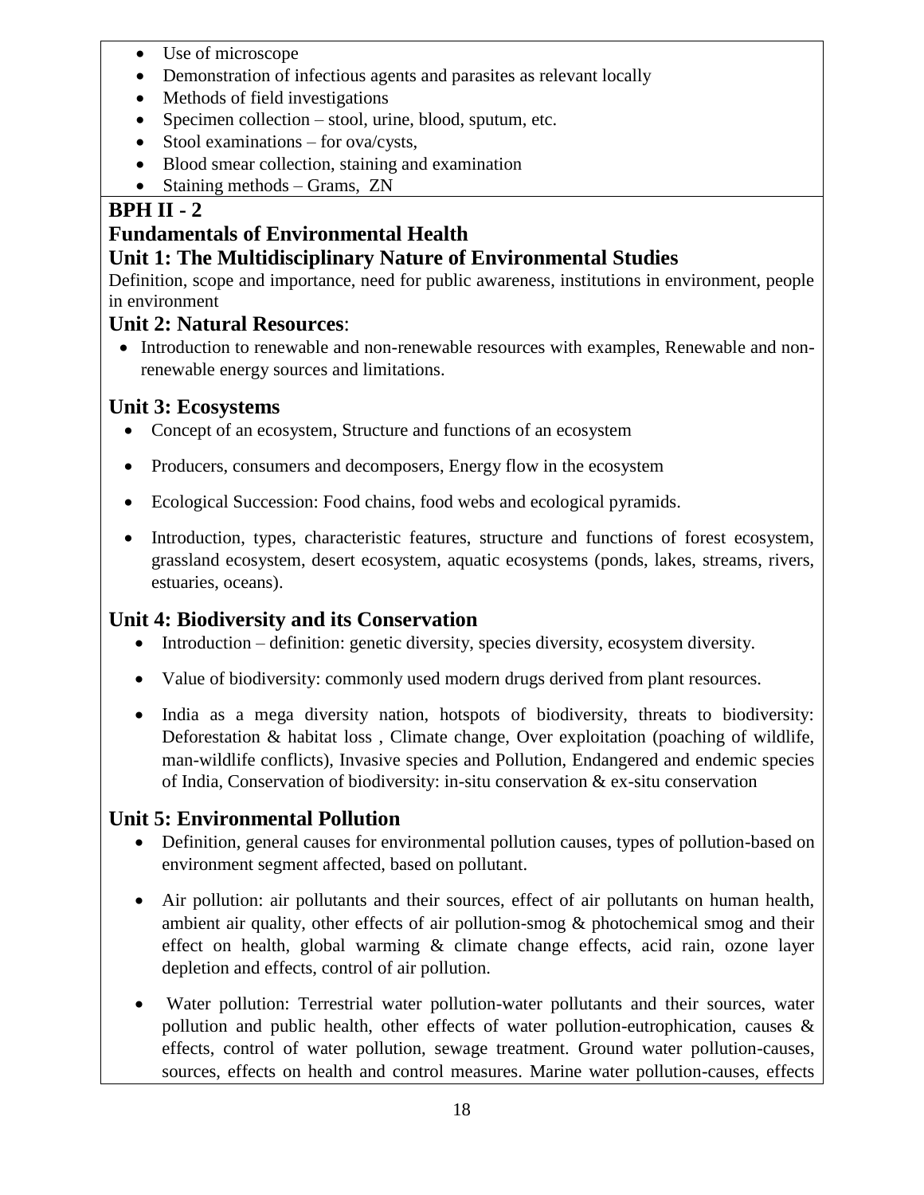- Use of microscope
- Demonstration of infectious agents and parasites as relevant locally
- Methods of field investigations
- Specimen collection – stool, urine, blood, sputum, etc.
- Stool examinations – for ova/cysts,
- Blood smear collection, staining and examination
- Staining methods – Grams, ZN

## BPH II - 2

## Fundamentals of Environmental Health

### Unit 1: The Multidisciplinary Nature of Environmental Studies

Definition, scope and importance, need for public awareness, institutions in environment, people in environment

### Unit 2: Natural Resources:

- Introduction to renewable and non-renewable resources with examples, Renewable and non-renewable energy sources and limitations.

### Unit 3: Ecosystems

- Concept of an ecosystem, Structure and functions of an ecosystem
- Producers, consumers and decomposers, Energy flow in the ecosystem
- Ecological Succession: Food chains, food webs and ecological pyramids.
- Introduction, types, characteristic features, structure and functions of forest ecosystem, grassland ecosystem, desert ecosystem, aquatic ecosystems (ponds, lakes, streams, rivers, estuaries, oceans).

### Unit 4: Biodiversity and its Conservation

- Introduction – definition: genetic diversity, species diversity, ecosystem diversity.
- Value of biodiversity: commonly used modern drugs derived from plant resources.
- India as a mega diversity nation, hotspots of biodiversity, threats to biodiversity: Deforestation & habitat loss , Climate change, Over exploitation (poaching of wildlife, man-wildlife conflicts), Invasive species and Pollution, Endangered and endemic species of India, Conservation of biodiversity: in-situ conservation & ex-situ conservation

### Unit 5: Environmental Pollution

- Definition, general causes for environmental pollution causes, types of pollution-based on environment segment affected, based on pollutant.
- Air pollution: air pollutants and their sources, effect of air pollutants on human health, ambient air quality, other effects of air pollution-smog & photochemical smog and their effect on health, global warming & climate change effects, acid rain, ozone layer depletion and effects, control of air pollution.
- Water pollution: Terrestrial water pollution-water pollutants and their sources, water pollution and public health, other effects of water pollution-eutrophication, causes & effects, control of water pollution, sewage treatment. Ground water pollution-causes, sources, effects on health and control measures. Marine water pollution-causes, effects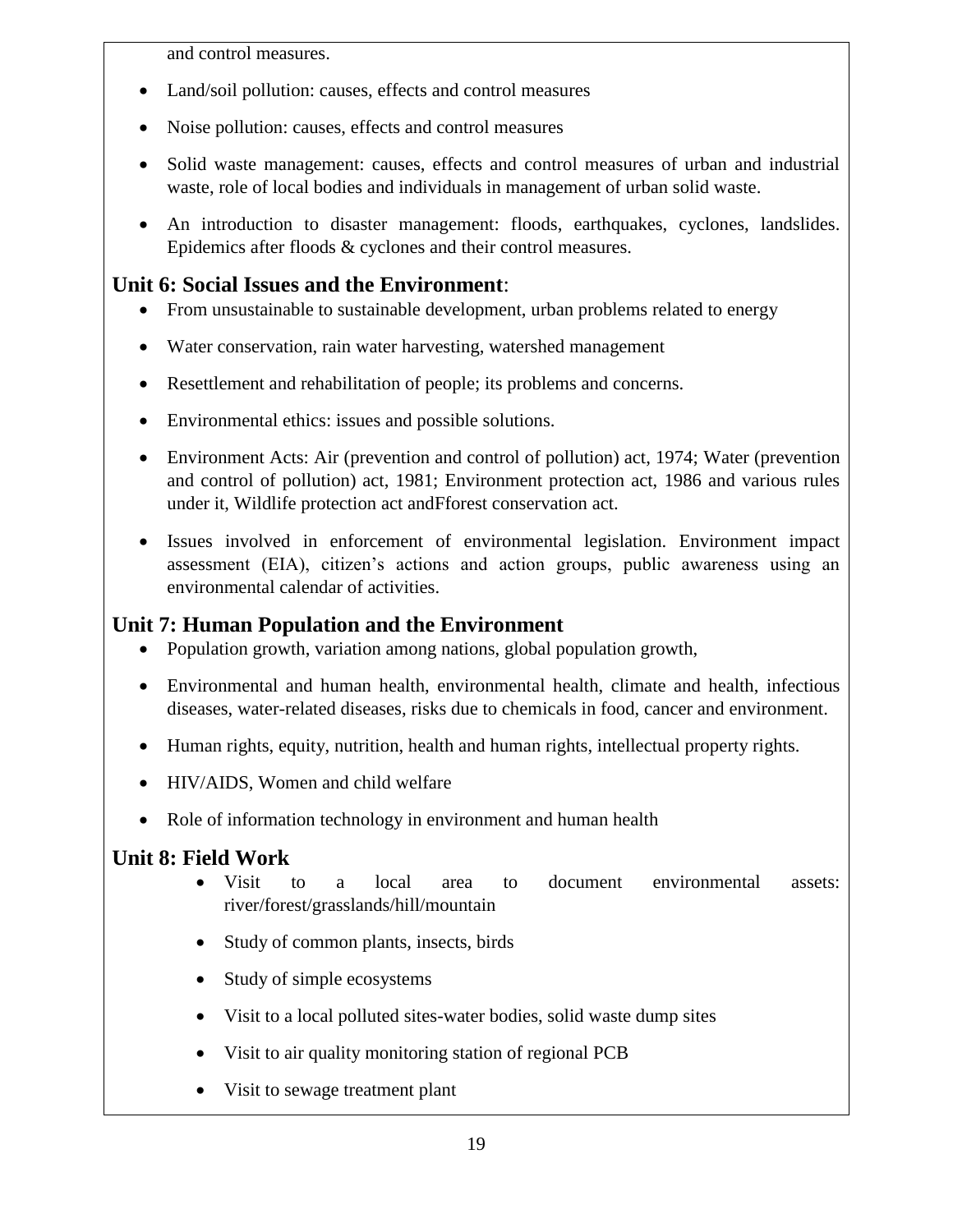and control measures.

- Land/soil pollution: causes, effects and control measures
- Noise pollution: causes, effects and control measures
- Solid waste management: causes, effects and control measures of urban and industrial waste, role of local bodies and individuals in management of urban solid waste.
- An introduction to disaster management: floods, earthquakes, cyclones, landslides. Epidemics after floods & cyclones and their control measures.

## Unit 6: Social Issues and the Environment:

- From unsustainable to sustainable development, urban problems related to energy
- Water conservation, rain water harvesting, watershed management
- Resettlement and rehabilitation of people; its problems and concerns.
- Environmental ethics: issues and possible solutions.
- Environment Acts: Air (prevention and control of pollution) act, 1974; Water (prevention and control of pollution) act, 1981; Environment protection act, 1986 and various rules under it, Wildlife protection act andFforest conservation act.
- Issues involved in enforcement of environmental legislation. Environment impact assessment (EIA), citizen's actions and action groups, public awareness using an environmental calendar of activities.

## Unit 7: Human Population and the Environment

- Population growth, variation among nations, global population growth,
- Environmental and human health, environmental health, climate and health, infectious diseases, water-related diseases, risks due to chemicals in food, cancer and environment.
- Human rights, equity, nutrition, health and human rights, intellectual property rights.
- HIV/AIDS, Women and child welfare
- Role of information technology in environment and human health

## Unit 8: Field Work

- Visit to a local area to document environmental assets: river/forest/grasslands/hill/mountain
- Study of common plants, insects, birds
- Study of simple ecosystems
- Visit to a local polluted sites-water bodies, solid waste dump sites
- Visit to air quality monitoring station of regional PCB
- Visit to sewage treatment plant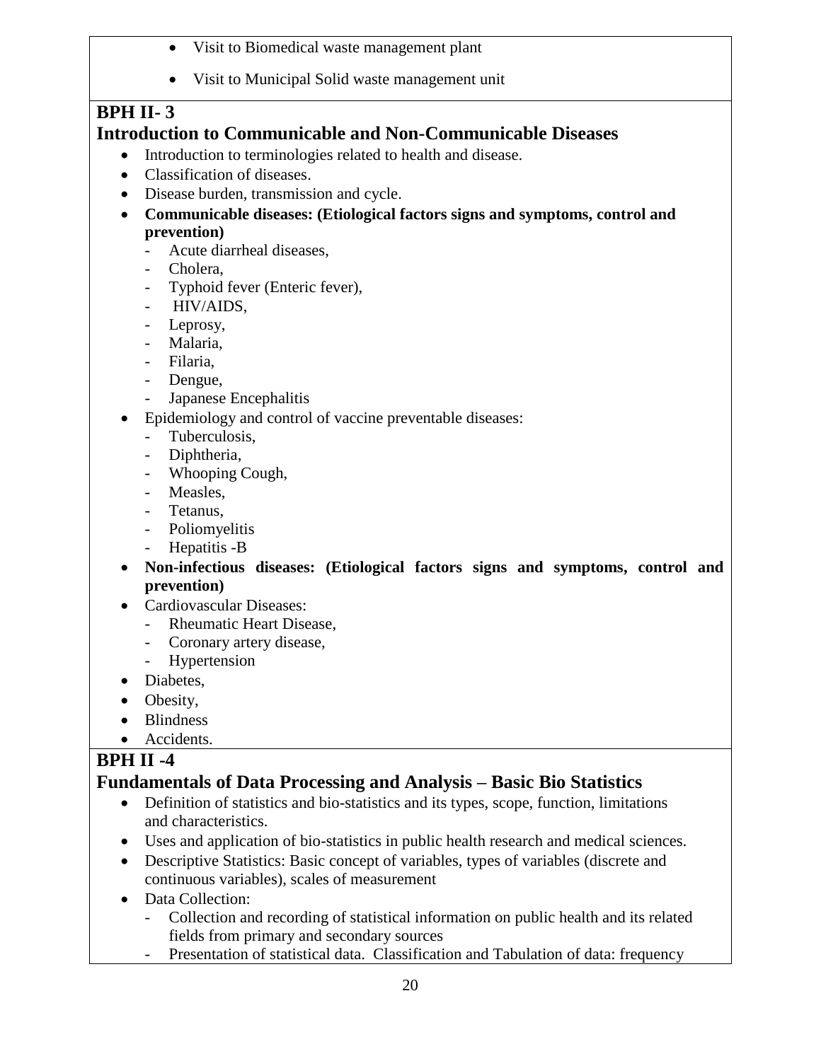- Visit to Biomedical waste management plant
- Visit to Municipal Solid waste management unit

## BPH II- 3

## Introduction to Communicable and Non-Communicable Diseases

- Introduction to terminologies related to health and disease.
- Classification of diseases.
- Disease burden, transmission and cycle.
- **Communicable diseases: (Etiological factors signs and symptoms, control and prevention)**
  - Acute diarrheal diseases,
  - Cholera,
  - Typhoid fever (Enteric fever),
  - HIV/AIDS,
  - Leprosy,
  - Malaria,
  - Filaria,
  - Dengue,
  - Japanese Encephalitis
- Epidemiology and control of vaccine preventable diseases:
  - Tuberculosis,
  - Diphtheria,
  - Whooping Cough,
  - Measles,
  - Tetanus,
  - Poliomyelitis
  - Hepatitis -B
- **Non-infectious diseases: (Etiological factors signs and symptoms, control and prevention)**
- Cardiovascular Diseases:
  - Rheumatic Heart Disease,
  - Coronary artery disease,
  - Hypertension
- Diabetes,
- Obesity,
- Blindness
- Accidents.

## BPH II -4

## Fundamentals of Data Processing and Analysis – Basic Bio Statistics

- Definition of statistics and bio-statistics and its types, scope, function, limitations and characteristics.
- Uses and application of bio-statistics in public health research and medical sciences.
- Descriptive Statistics: Basic concept of variables, types of variables (discrete and continuous variables), scales of measurement
- Data Collection:
  - Collection and recording of statistical information on public health and its related fields from primary and secondary sources
  - Presentation of statistical data. Classification and Tabulation of data: frequency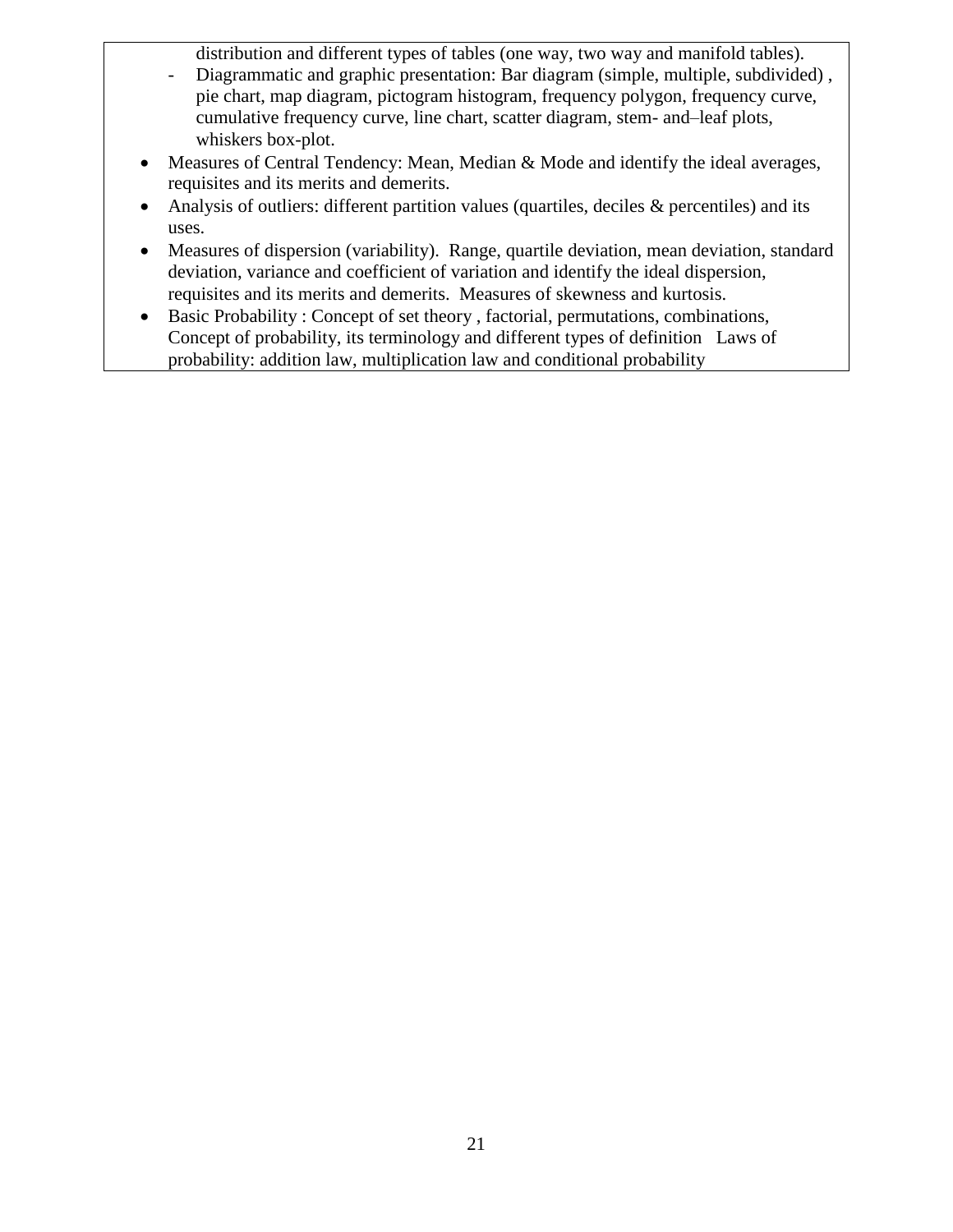distribution and different types of tables (one way, two way and manifold tables).

- Diagrammatic and graphic presentation: Bar diagram (simple, multiple, subdivided) , pie chart, map diagram, pictogram histogram, frequency polygon, frequency curve, cumulative frequency curve, line chart, scatter diagram, stem- and–leaf plots, whiskers box-plot.

- Measures of Central Tendency: Mean, Median & Mode and identify the ideal averages, requisites and its merits and demerits.
- Analysis of outliers: different partition values (quartiles, deciles & percentiles) and its uses.
- Measures of dispersion (variability). Range, quartile deviation, mean deviation, standard deviation, variance and coefficient of variation and identify the ideal dispersion, requisites and its merits and demerits. Measures of skewness and kurtosis.
- Basic Probability : Concept of set theory , factorial, permutations, combinations, Concept of probability, its terminology and different types of definition Laws of probability: addition law, multiplication law and conditional probability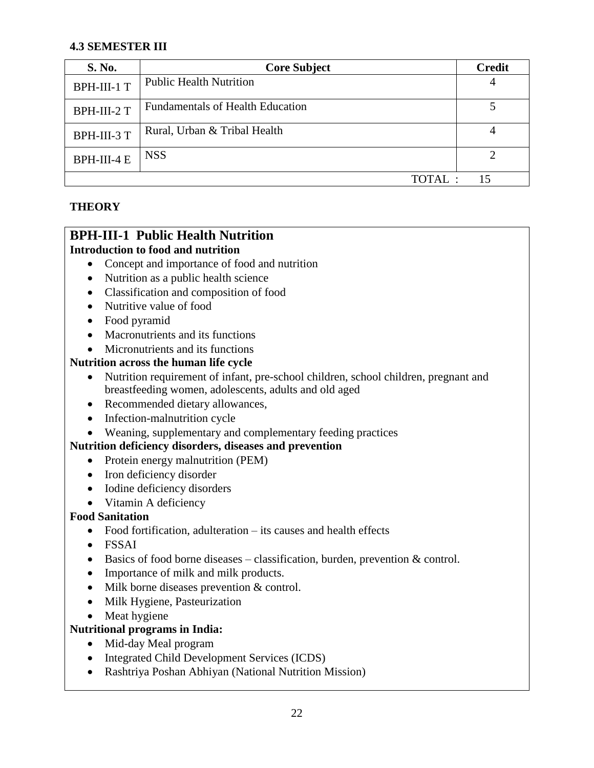### 4.3 SEMESTER III

| S. No. | Core Subject | Credit |
|---|---|---|
| BPH-III-1 T | Public Health Nutrition | 4 |
| BPH-III-2 T | Fundamentals of Health Education | 5 |
| BPH-III-3 T | Rural, Urban & Tribal Health | 4 |
| BPH-III-4 E | NSS | 2 |
| | TOTAL : | 15 |

### THEORY

## BPH-III-1 Public Health Nutrition

**Introduction to food and nutrition**

- Concept and importance of food and nutrition
- Nutrition as a public health science
- Classification and composition of food
- Nutritive value of food
- Food pyramid
- Macronutrients and its functions
- Micronutrients and its functions

**Nutrition across the human life cycle**

- Nutrition requirement of infant, pre-school children, school children, pregnant and breastfeeding women, adolescents, adults and old aged
- Recommended dietary allowances,
- Infection-malnutrition cycle
- Weaning, supplementary and complementary feeding practices

**Nutrition deficiency disorders, diseases and prevention**

- Protein energy malnutrition (PEM)
- Iron deficiency disorder
- Iodine deficiency disorders
- Vitamin A deficiency

**Food Sanitation**

- Food fortification, adulteration – its causes and health effects
- FSSAI
- Basics of food borne diseases – classification, burden, prevention & control.
- Importance of milk and milk products.
- Milk borne diseases prevention & control.
- Milk Hygiene, Pasteurization
- Meat hygiene

**Nutritional programs in India:**

- Mid-day Meal program
- Integrated Child Development Services (ICDS)
- Rashtriya Poshan Abhiyan (National Nutrition Mission)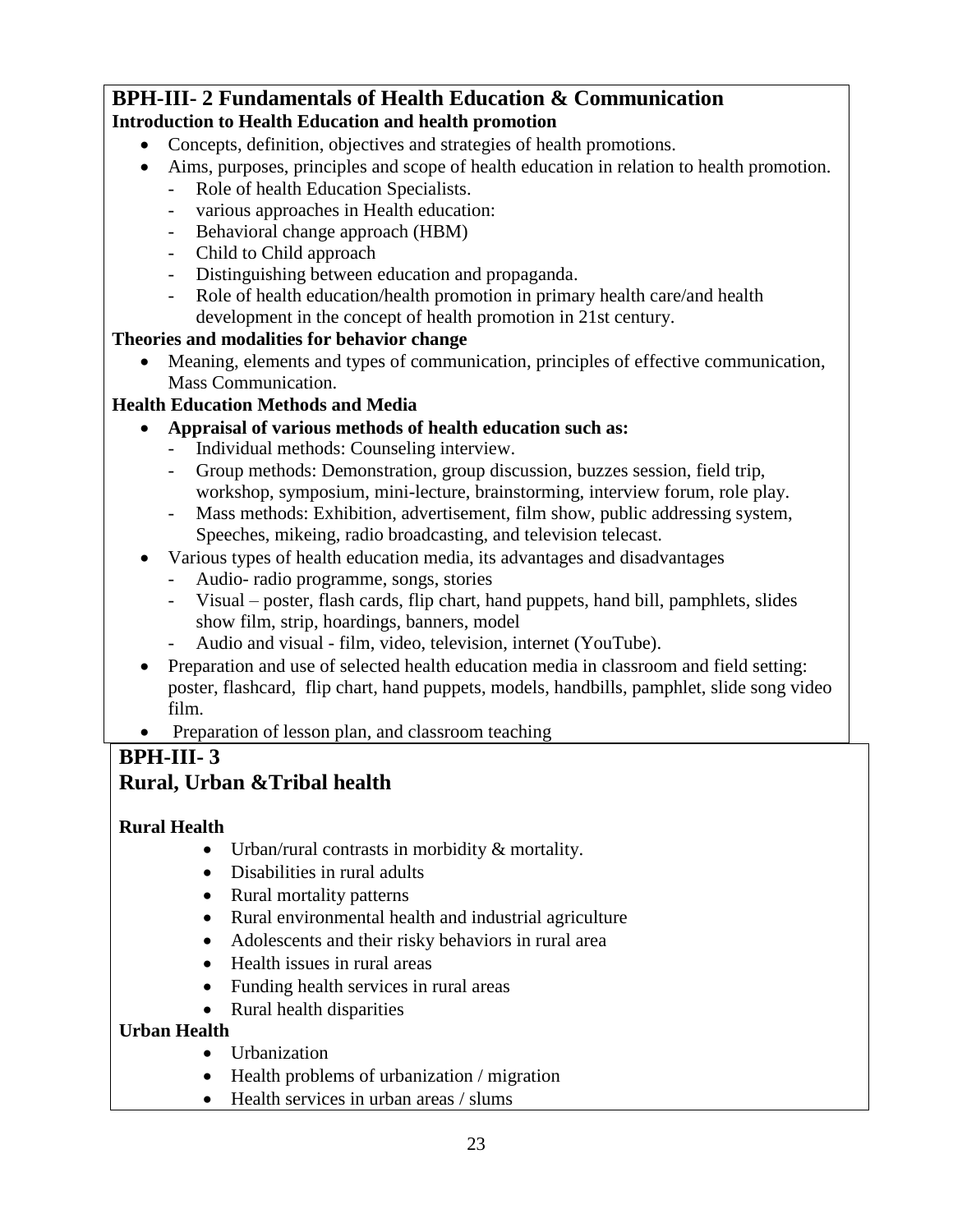## BPH-III- 2 Fundamentals of Health Education & Communication

**Introduction to Health Education and health promotion**

- Concepts, definition, objectives and strategies of health promotions.
- Aims, purposes, principles and scope of health education in relation to health promotion.
  - Role of health Education Specialists.
  - various approaches in Health education:
  - Behavioral change approach (HBM)
  - Child to Child approach
  - Distinguishing between education and propaganda.
  - Role of health education/health promotion in primary health care/and health development in the concept of health promotion in 21st century.

**Theories and modalities for behavior change**

- Meaning, elements and types of communication, principles of effective communication, Mass Communication.

**Health Education Methods and Media**

- **Appraisal of various methods of health education such as:**
  - Individual methods: Counseling interview.
  - Group methods: Demonstration, group discussion, buzzes session, field trip, workshop, symposium, mini-lecture, brainstorming, interview forum, role play.
  - Mass methods: Exhibition, advertisement, film show, public addressing system, Speeches, mikeing, radio broadcasting, and television telecast.
- Various types of health education media, its advantages and disadvantages
  - Audio- radio programme, songs, stories
  - Visual – poster, flash cards, flip chart, hand puppets, hand bill, pamphlets, slides show film, strip, hoardings, banners, model
  - Audio and visual - film, video, television, internet (YouTube).
- Preparation and use of selected health education media in classroom and field setting: poster, flashcard, flip chart, hand puppets, models, handbills, pamphlet, slide song video film.
- Preparation of lesson plan, and classroom teaching

## BPH-III- 3
## Rural, Urban &Tribal health

**Rural Health**

- Urban/rural contrasts in morbidity & mortality.
- Disabilities in rural adults
- Rural mortality patterns
- Rural environmental health and industrial agriculture
- Adolescents and their risky behaviors in rural area
- Health issues in rural areas
- Funding health services in rural areas
- Rural health disparities

**Urban Health**

- Urbanization
- Health problems of urbanization / migration
- Health services in urban areas / slums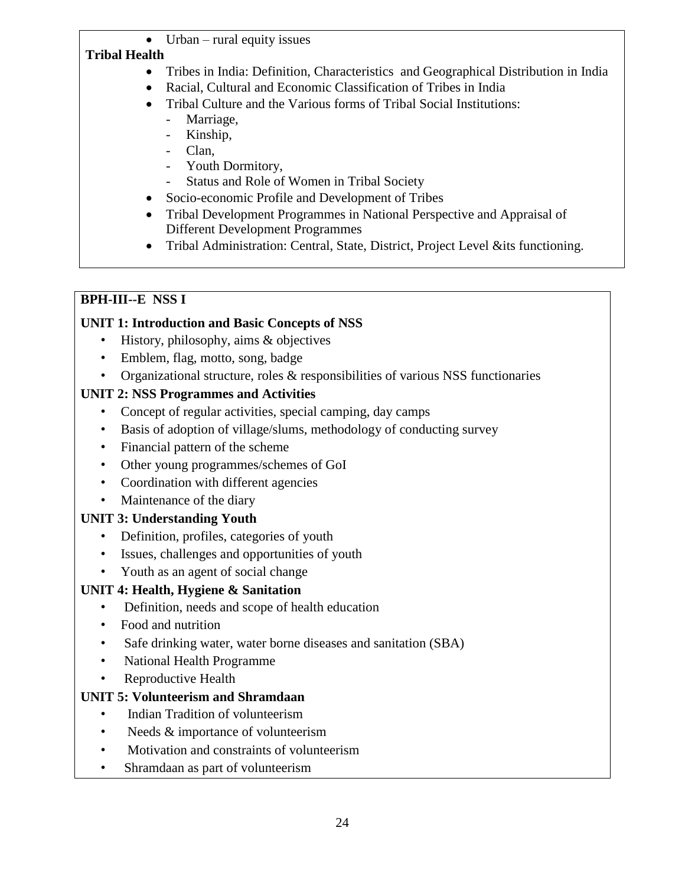- Urban – rural equity issues

**Tribal Health**

- Tribes in India: Definition, Characteristics and Geographical Distribution in India
- Racial, Cultural and Economic Classification of Tribes in India
- Tribal Culture and the Various forms of Tribal Social Institutions:
  - Marriage,
  - Kinship,
  - Clan,
  - Youth Dormitory,
  - Status and Role of Women in Tribal Society
- Socio-economic Profile and Development of Tribes
- Tribal Development Programmes in National Perspective and Appraisal of Different Development Programmes
- Tribal Administration: Central, State, District, Project Level &its functioning.

**BPH-III--E NSS I**

**UNIT 1: Introduction and Basic Concepts of NSS**

- History, philosophy, aims & objectives
- Emblem, flag, motto, song, badge
- Organizational structure, roles & responsibilities of various NSS functionaries

**UNIT 2: NSS Programmes and Activities**

- Concept of regular activities, special camping, day camps
- Basis of adoption of village/slums, methodology of conducting survey
- Financial pattern of the scheme
- Other young programmes/schemes of GoI
- Coordination with different agencies
- Maintenance of the diary

**UNIT 3: Understanding Youth**

- Definition, profiles, categories of youth
- Issues, challenges and opportunities of youth
- Youth as an agent of social change

**UNIT 4: Health, Hygiene & Sanitation**

- Definition, needs and scope of health education
- Food and nutrition
- Safe drinking water, water borne diseases and sanitation (SBA)
- National Health Programme
- Reproductive Health

**UNIT 5: Volunteerism and Shramdaan**

- Indian Tradition of volunteerism
- Needs & importance of volunteerism
- Motivation and constraints of volunteerism
- Shramdaan as part of volunteerism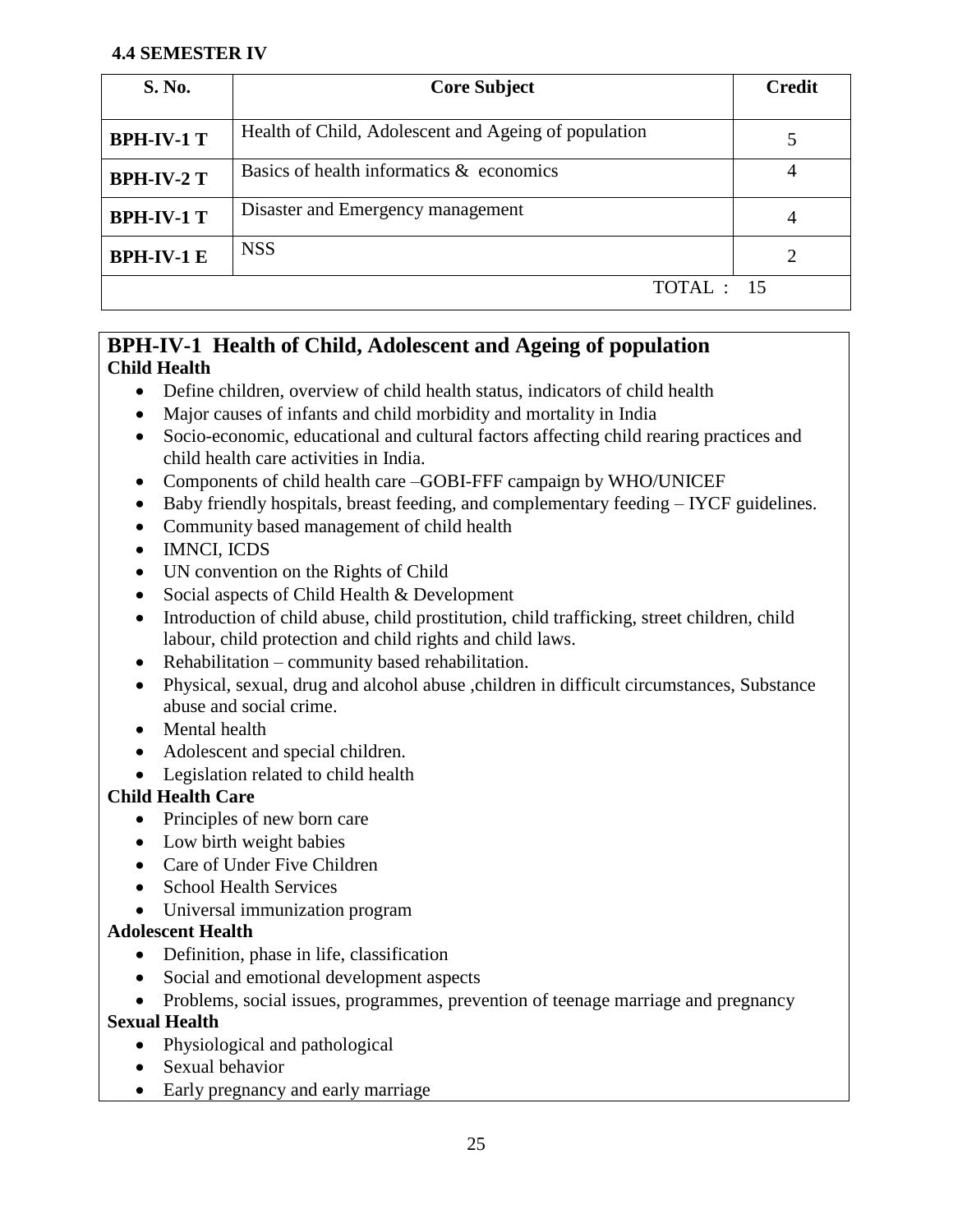### 4.4 SEMESTER IV

| S. No. | Core Subject | Credit |
|---|---|---|
| BPH-IV-1 T | Health of Child, Adolescent and Ageing of population | 5 |
| BPH-IV-2 T | Basics of health informatics & economics | 4 |
| BPH-IV-1 T | Disaster and Emergency management | 4 |
| BPH-IV-1 E | NSS | 2 |
| | TOTAL : 15 | |

## BPH-IV-1 Health of Child, Adolescent and Ageing of population

**Child Health**

- Define children, overview of child health status, indicators of child health
- Major causes of infants and child morbidity and mortality in India
- Socio-economic, educational and cultural factors affecting child rearing practices and child health care activities in India.
- Components of child health care –GOBI-FFF campaign by WHO/UNICEF
- Baby friendly hospitals, breast feeding, and complementary feeding – IYCF guidelines.
- Community based management of child health
- IMNCI, ICDS
- UN convention on the Rights of Child
- Social aspects of Child Health & Development
- Introduction of child abuse, child prostitution, child trafficking, street children, child labour, child protection and child rights and child laws.
- Rehabilitation – community based rehabilitation.
- Physical, sexual, drug and alcohol abuse ,children in difficult circumstances, Substance abuse and social crime.
- Mental health
- Adolescent and special children.
- Legislation related to child health

**Child Health Care**

- Principles of new born care
- Low birth weight babies
- Care of Under Five Children
- School Health Services
- Universal immunization program

**Adolescent Health**

- Definition, phase in life, classification
- Social and emotional development aspects
- Problems, social issues, programmes, prevention of teenage marriage and pregnancy

**Sexual Health**

- Physiological and pathological
- Sexual behavior
- Early pregnancy and early marriage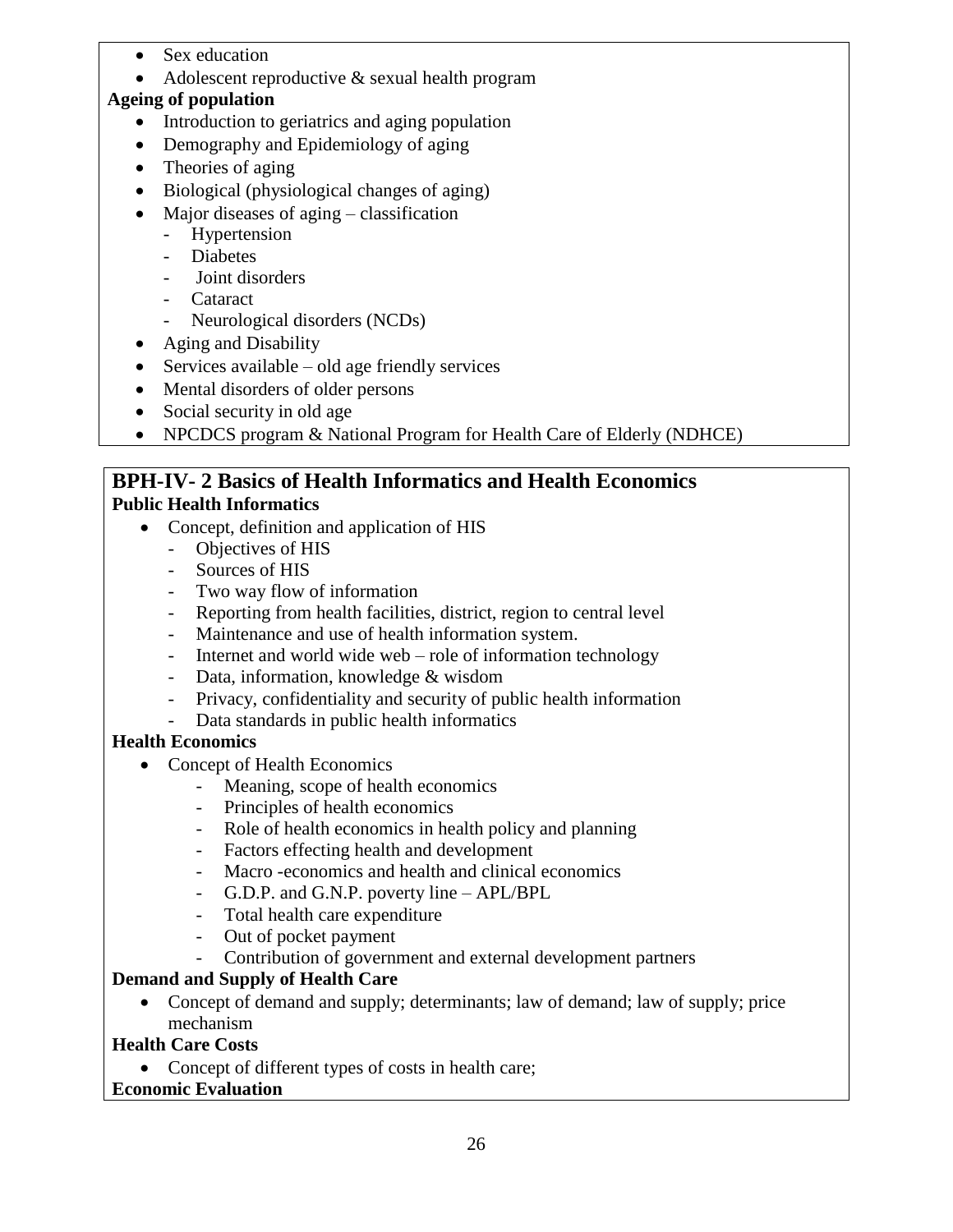- Sex education
- Adolescent reproductive & sexual health program

**Ageing of population**

- Introduction to geriatrics and aging population
- Demography and Epidemiology of aging
- Theories of aging
- Biological (physiological changes of aging)
- Major diseases of aging – classification
  - Hypertension
  - Diabetes
  - Joint disorders
  - Cataract
  - Neurological disorders (NCDs)
- Aging and Disability
- Services available – old age friendly services
- Mental disorders of older persons
- Social security in old age
- NPCDCS program & National Program for Health Care of Elderly (NDHCE)

## BPH-IV- 2 Basics of Health Informatics and Health Economics

**Public Health Informatics**

- Concept, definition and application of HIS
  - Objectives of HIS
  - Sources of HIS
  - Two way flow of information
  - Reporting from health facilities, district, region to central level
  - Maintenance and use of health information system.
  - Internet and world wide web – role of information technology
  - Data, information, knowledge & wisdom
  - Privacy, confidentiality and security of public health information
  - Data standards in public health informatics

**Health Economics**

- Concept of Health Economics
  - Meaning, scope of health economics
  - Principles of health economics
  - Role of health economics in health policy and planning
  - Factors effecting health and development
  - Macro -economics and health and clinical economics
  - G.D.P. and G.N.P. poverty line – APL/BPL
  - Total health care expenditure
  - Out of pocket payment
  - Contribution of government and external development partners

**Demand and Supply of Health Care**

- Concept of demand and supply; determinants; law of demand; law of supply; price mechanism

**Health Care Costs**

- Concept of different types of costs in health care;

**Economic Evaluation**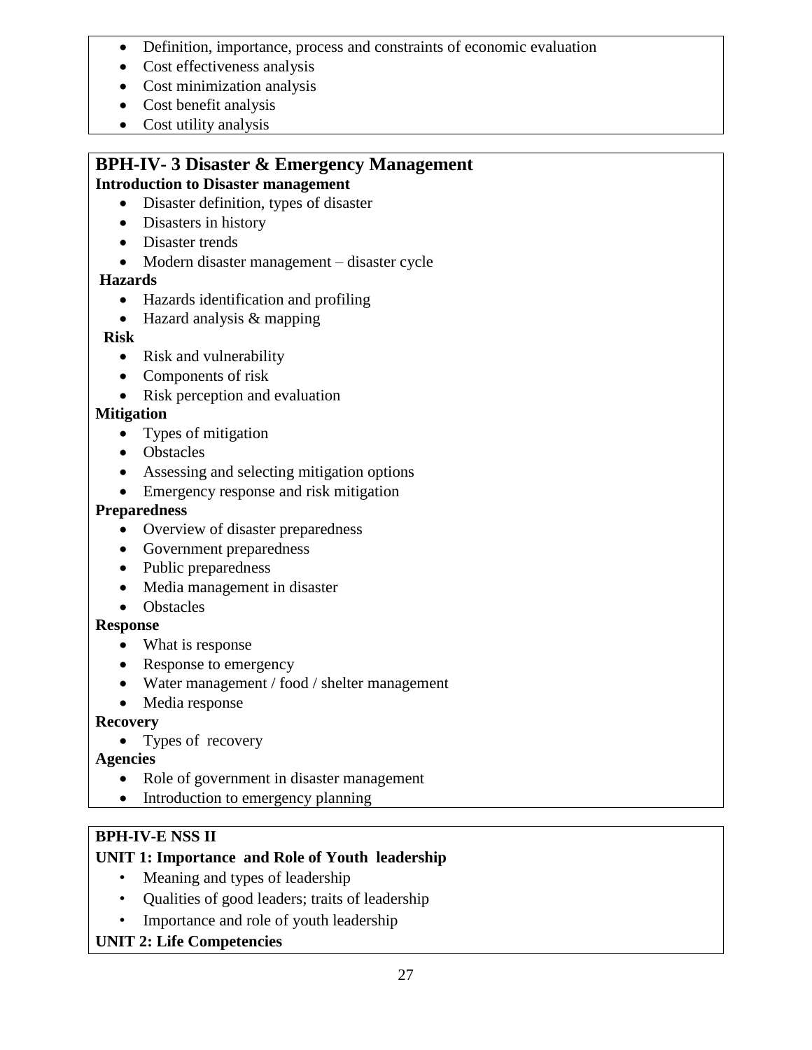- Definition, importance, process and constraints of economic evaluation
- Cost effectiveness analysis
- Cost minimization analysis
- Cost benefit analysis
- Cost utility analysis

## BPH-IV- 3 Disaster & Emergency Management

**Introduction to Disaster management**

- Disaster definition, types of disaster
- Disasters in history
- Disaster trends
- Modern disaster management – disaster cycle

**Hazards**

- Hazards identification and profiling
- Hazard analysis & mapping

**Risk**

- Risk and vulnerability
- Components of risk
- Risk perception and evaluation

**Mitigation**

- Types of mitigation
- Obstacles
- Assessing and selecting mitigation options
- Emergency response and risk mitigation

**Preparedness**

- Overview of disaster preparedness
- Government preparedness
- Public preparedness
- Media management in disaster
- Obstacles

**Response**

- What is response
- Response to emergency
- Water management / food / shelter management
- Media response

**Recovery**

- Types of recovery

**Agencies**

- Role of government in disaster management
- Introduction to emergency planning

## BPH-IV-E NSS II

**UNIT 1: Importance and Role of Youth leadership**

- Meaning and types of leadership
- Qualities of good leaders; traits of leadership
- Importance and role of youth leadership

**UNIT 2: Life Competencies**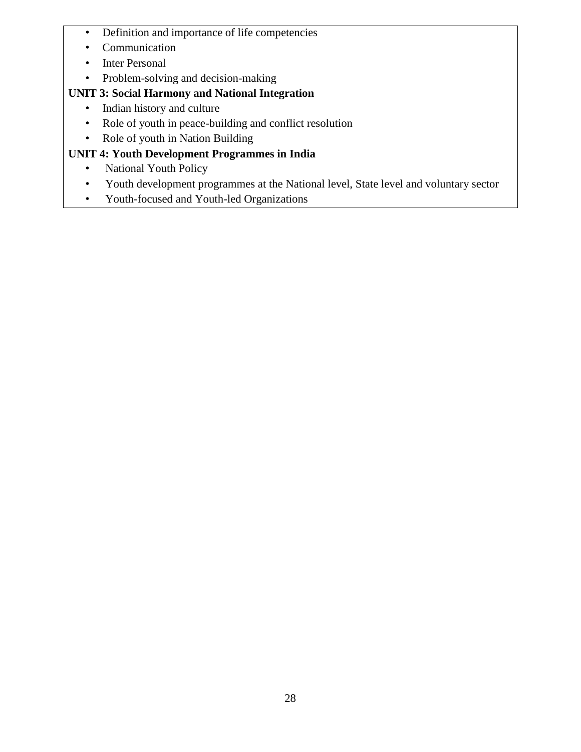- Definition and importance of life competencies
- Communication
- Inter Personal
- Problem-solving and decision-making

**UNIT 3: Social Harmony and National Integration**

- Indian history and culture
- Role of youth in peace-building and conflict resolution
- Role of youth in Nation Building

**UNIT 4: Youth Development Programmes in India**

- National Youth Policy
- Youth development programmes at the National level, State level and voluntary sector
- Youth-focused and Youth-led Organizations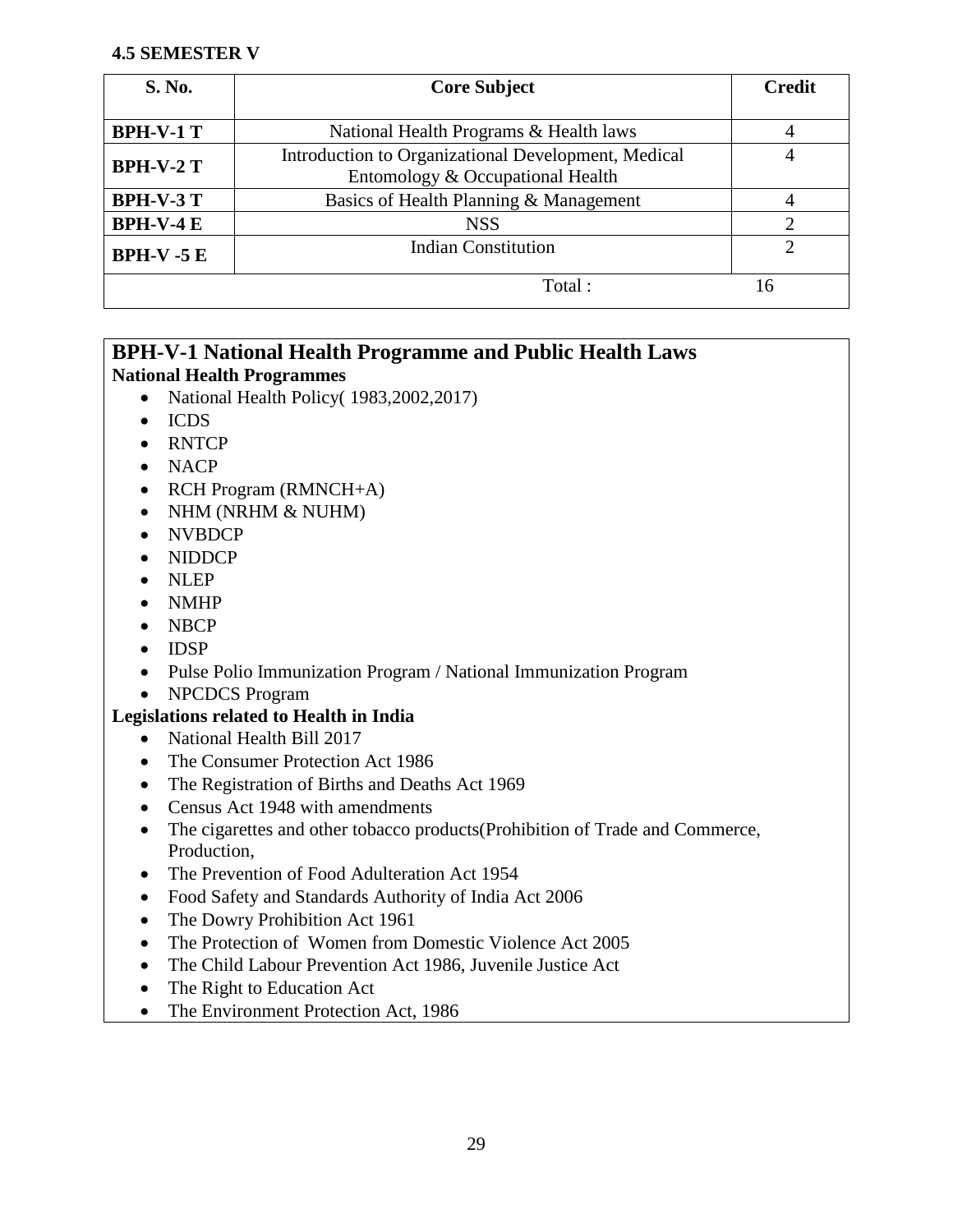### 4.5 SEMESTER V

| S. No. | Core Subject | Credit |
|---|---|---|
| **BPH-V-1 T** | National Health Programs & Health laws | 4 |
| **BPH-V-2 T** | Introduction to Organizational Development, Medical Entomology & Occupational Health | 4 |
| **BPH-V-3 T** | Basics of Health Planning & Management | 4 |
| **BPH-V-4 E** | NSS | 2 |
| **BPH-V -5 E** | Indian Constitution | 2 |
| | Total : | 16 |

## BPH-V-1 National Health Programme and Public Health Laws

**National Health Programmes**

- National Health Policy( 1983,2002,2017)
- ICDS
- RNTCP
- NACP
- RCH Program (RMNCH+A)
- NHM (NRHM & NUHM)
- NVBDCP
- NIDDCP
- NLEP
- NMHP
- NBCP
- IDSP
- Pulse Polio Immunization Program / National Immunization Program
- NPCDCS Program

**Legislations related to Health in India**

- National Health Bill 2017
- The Consumer Protection Act 1986
- The Registration of Births and Deaths Act 1969
- Census Act 1948 with amendments
- The cigarettes and other tobacco products(Prohibition of Trade and Commerce, Production,
- The Prevention of Food Adulteration Act 1954
- Food Safety and Standards Authority of India Act 2006
- The Dowry Prohibition Act 1961
- The Protection of Women from Domestic Violence Act 2005
- The Child Labour Prevention Act 1986, Juvenile Justice Act
- The Right to Education Act
- The Environment Protection Act, 1986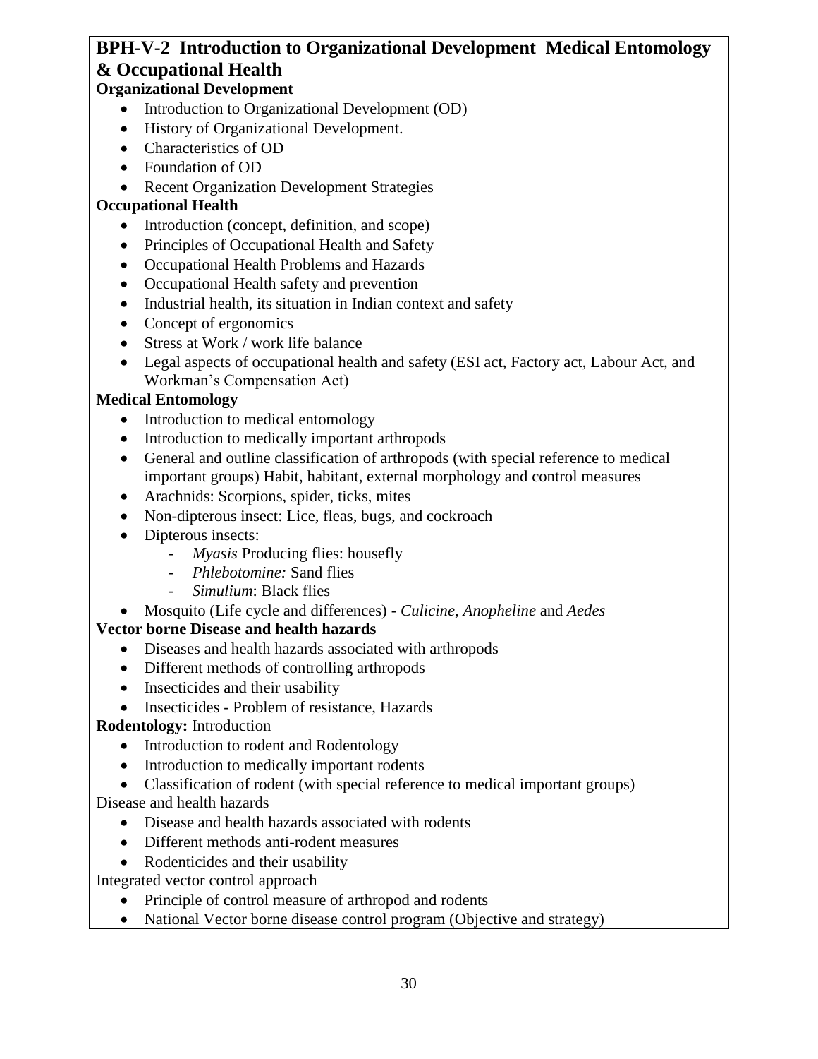# BPH-V-2 Introduction to Organizational Development Medical Entomology & Occupational Health

**Organizational Development**

- Introduction to Organizational Development (OD)
- History of Organizational Development.
- Characteristics of OD
- Foundation of OD
- Recent Organization Development Strategies

**Occupational Health**

- Introduction (concept, definition, and scope)
- Principles of Occupational Health and Safety
- Occupational Health Problems and Hazards
- Occupational Health safety and prevention
- Industrial health, its situation in Indian context and safety
- Concept of ergonomics
- Stress at Work / work life balance
- Legal aspects of occupational health and safety (ESI act, Factory act, Labour Act, and Workman's Compensation Act)

**Medical Entomology**

- Introduction to medical entomology
- Introduction to medically important arthropods
- General and outline classification of arthropods (with special reference to medical important groups) Habit, habitant, external morphology and control measures
- Arachnids: Scorpions, spider, ticks, mites
- Non-dipterous insect: Lice, fleas, bugs, and cockroach
- Dipterous insects:
  - *Myasis* Producing flies: housefly
  - *Phlebotomine:* Sand flies
  - *Simulium*: Black flies
- Mosquito (Life cycle and differences) - *Culicine, Anopheline* and *Aedes*

**Vector borne Disease and health hazards**

- Diseases and health hazards associated with arthropods
- Different methods of controlling arthropods
- Insecticides and their usability
- Insecticides - Problem of resistance, Hazards

**Rodentology:** Introduction

- Introduction to rodent and Rodentology
- Introduction to medically important rodents
- Classification of rodent (with special reference to medical important groups)

Disease and health hazards

- Disease and health hazards associated with rodents
- Different methods anti-rodent measures
- Rodenticides and their usability

Integrated vector control approach

- Principle of control measure of arthropod and rodents
- National Vector borne disease control program (Objective and strategy)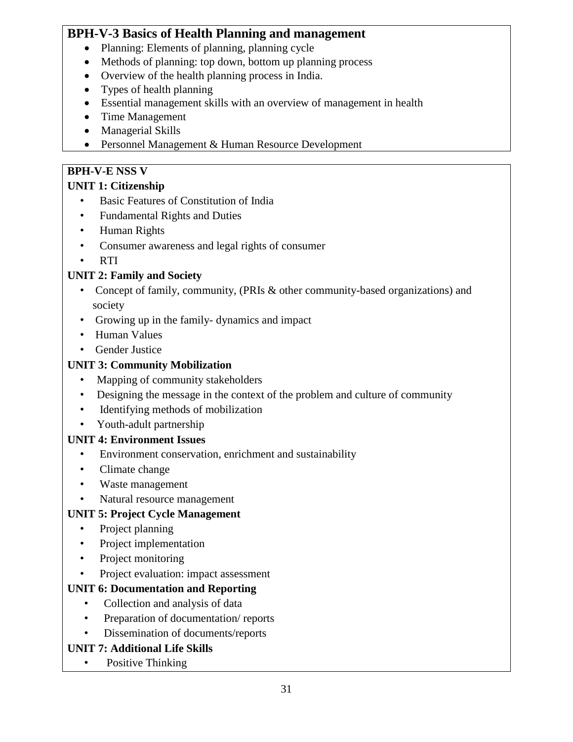## BPH-V-3 Basics of Health Planning and management

- Planning: Elements of planning, planning cycle
- Methods of planning: top down, bottom up planning process
- Overview of the health planning process in India.
- Types of health planning
- Essential management skills with an overview of management in health
- Time Management
- Managerial Skills
- Personnel Management & Human Resource Development

**BPH-V-E NSS V**

**UNIT 1: Citizenship**

- Basic Features of Constitution of India
- Fundamental Rights and Duties
- Human Rights
- Consumer awareness and legal rights of consumer
- RTI

**UNIT 2: Family and Society**

- Concept of family, community, (PRIs & other community-based organizations) and society
- Growing up in the family- dynamics and impact
- Human Values
- Gender Justice

**UNIT 3: Community Mobilization**

- Mapping of community stakeholders
- Designing the message in the context of the problem and culture of community
- Identifying methods of mobilization
- Youth-adult partnership

**UNIT 4: Environment Issues**

- Environment conservation, enrichment and sustainability
- Climate change
- Waste management
- Natural resource management

**UNIT 5: Project Cycle Management**

- Project planning
- Project implementation
- Project monitoring
- Project evaluation: impact assessment

**UNIT 6: Documentation and Reporting**

- Collection and analysis of data
- Preparation of documentation/ reports
- Dissemination of documents/reports

**UNIT 7: Additional Life Skills**

- Positive Thinking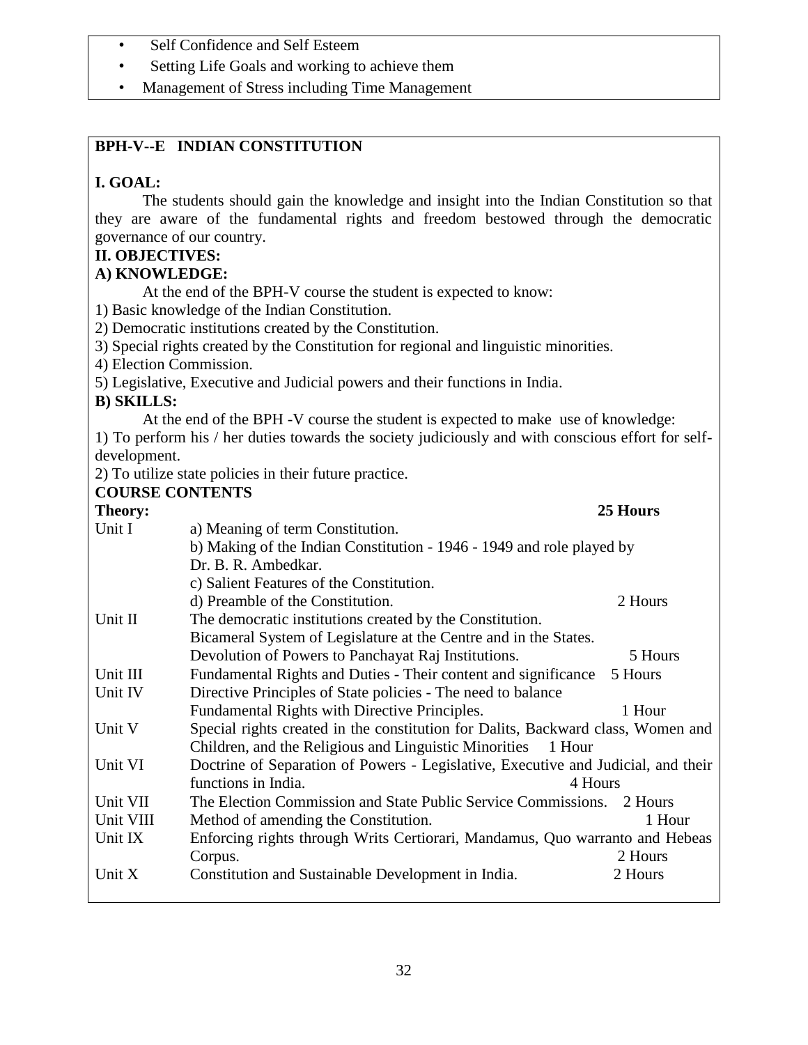- Self Confidence and Self Esteem
- Setting Life Goals and working to achieve them
- Management of Stress including Time Management

## BPH-V--E INDIAN CONSTITUTION

**I. GOAL:**

The students should gain the knowledge and insight into the Indian Constitution so that they are aware of the fundamental rights and freedom bestowed through the democratic governance of our country.

**II. OBJECTIVES:**

**A) KNOWLEDGE:**

At the end of the BPH-V course the student is expected to know:

1) Basic knowledge of the Indian Constitution.
2) Democratic institutions created by the Constitution.
3) Special rights created by the Constitution for regional and linguistic minorities.
4) Election Commission.
5) Legislative, Executive and Judicial powers and their functions in India.

**B) SKILLS:**

At the end of the BPH -V course the student is expected to make use of knowledge:

1) To perform his / her duties towards the society judiciously and with conscious effort for self-development.
2) To utilize state policies in their future practice.

**COURSE CONTENTS**

**Theory:** **25 Hours**

| Unit | Content | Hours |
|---|---|---|
| Unit I | a) Meaning of term Constitution.<br>b) Making of the Indian Constitution - 1946 - 1949 and role played by Dr. B. R. Ambedkar.<br>c) Salient Features of the Constitution.<br>d) Preamble of the Constitution. | 2 Hours |
| Unit II | The democratic institutions created by the Constitution.<br>Bicameral System of Legislature at the Centre and in the States.<br>Devolution of Powers to Panchayat Raj Institutions. | 5 Hours |
| Unit III | Fundamental Rights and Duties - Their content and significance | 5 Hours |
| Unit IV | Directive Principles of State policies - The need to balance Fundamental Rights with Directive Principles. | 1 Hour |
| Unit V | Special rights created in the constitution for Dalits, Backward class, Women and Children, and the Religious and Linguistic Minorities | 1 Hour |
| Unit VI | Doctrine of Separation of Powers - Legislative, Executive and Judicial, and their functions in India. | 4 Hours |
| Unit VII | The Election Commission and State Public Service Commissions. | 2 Hours |
| Unit VIII | Method of amending the Constitution. | 1 Hour |
| Unit IX | Enforcing rights through Writs Certiorari, Mandamus, Quo warranto and Hebeas Corpus. | 2 Hours |
| Unit X | Constitution and Sustainable Development in India. | 2 Hours |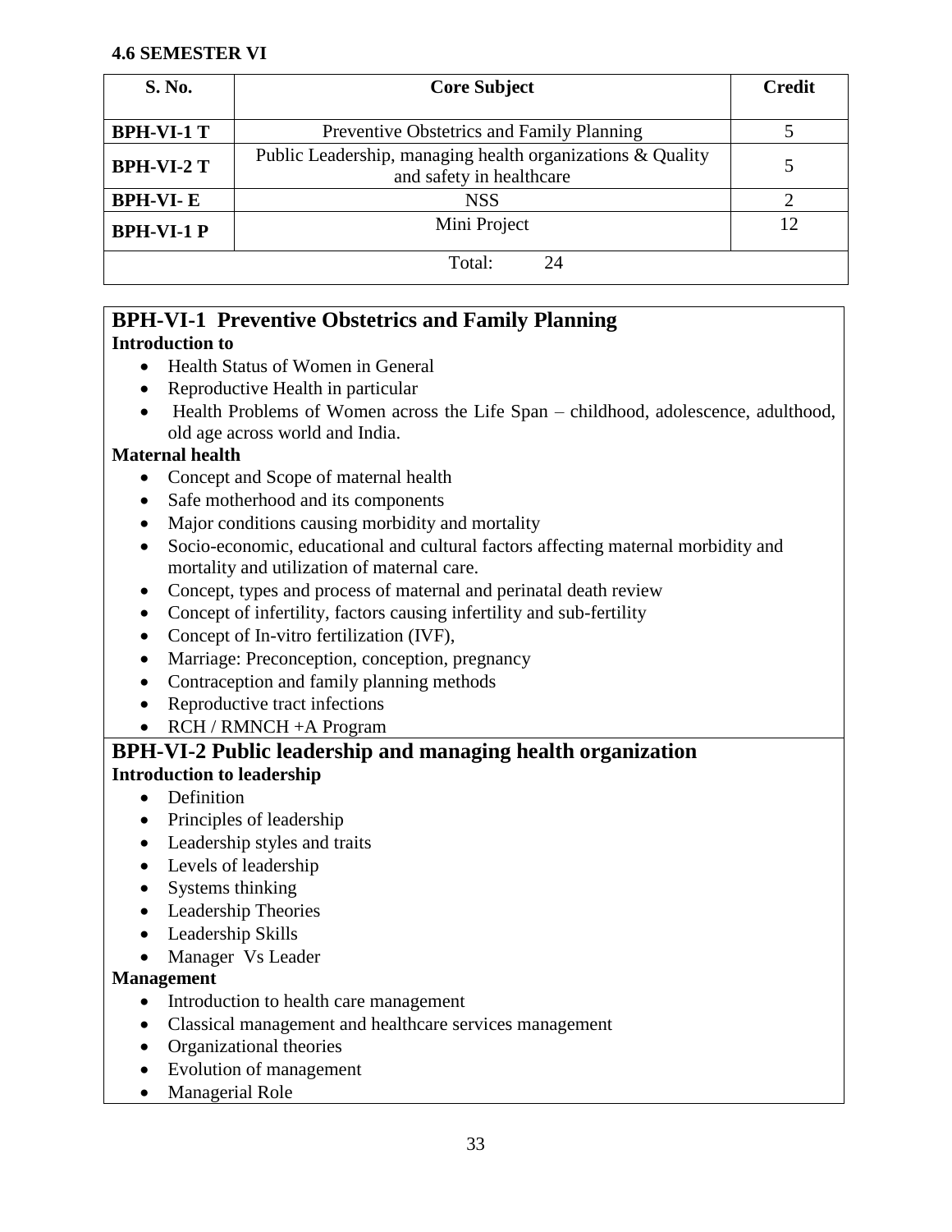**4.6 SEMESTER VI**

| S. No. | Core Subject | Credit |
|---|---|---|
| BPH-VI-1 T | Preventive Obstetrics and Family Planning | 5 |
| BPH-VI-2 T | Public Leadership, managing health organizations & Quality and safety in healthcare | 5 |
| BPH-VI- E | NSS | 2 |
| BPH-VI-1 P | Mini Project | 12 |
| Total: 24 | | |

## BPH-VI-1 Preventive Obstetrics and Family Planning

**Introduction to**

- Health Status of Women in General
- Reproductive Health in particular
- Health Problems of Women across the Life Span – childhood, adolescence, adulthood, old age across world and India.

**Maternal health**

- Concept and Scope of maternal health
- Safe motherhood and its components
- Major conditions causing morbidity and mortality
- Socio-economic, educational and cultural factors affecting maternal morbidity and mortality and utilization of maternal care.
- Concept, types and process of maternal and perinatal death review
- Concept of infertility, factors causing infertility and sub-fertility
- Concept of In-vitro fertilization (IVF),
- Marriage: Preconception, conception, pregnancy
- Contraception and family planning methods
- Reproductive tract infections
- RCH / RMNCH +A Program

## BPH-VI-2 Public leadership and managing health organization

**Introduction to leadership**

- Definition
- Principles of leadership
- Leadership styles and traits
- Levels of leadership
- Systems thinking
- Leadership Theories
- Leadership Skills
- Manager Vs Leader

**Management**

- Introduction to health care management
- Classical management and healthcare services management
- Organizational theories
- Evolution of management
- Managerial Role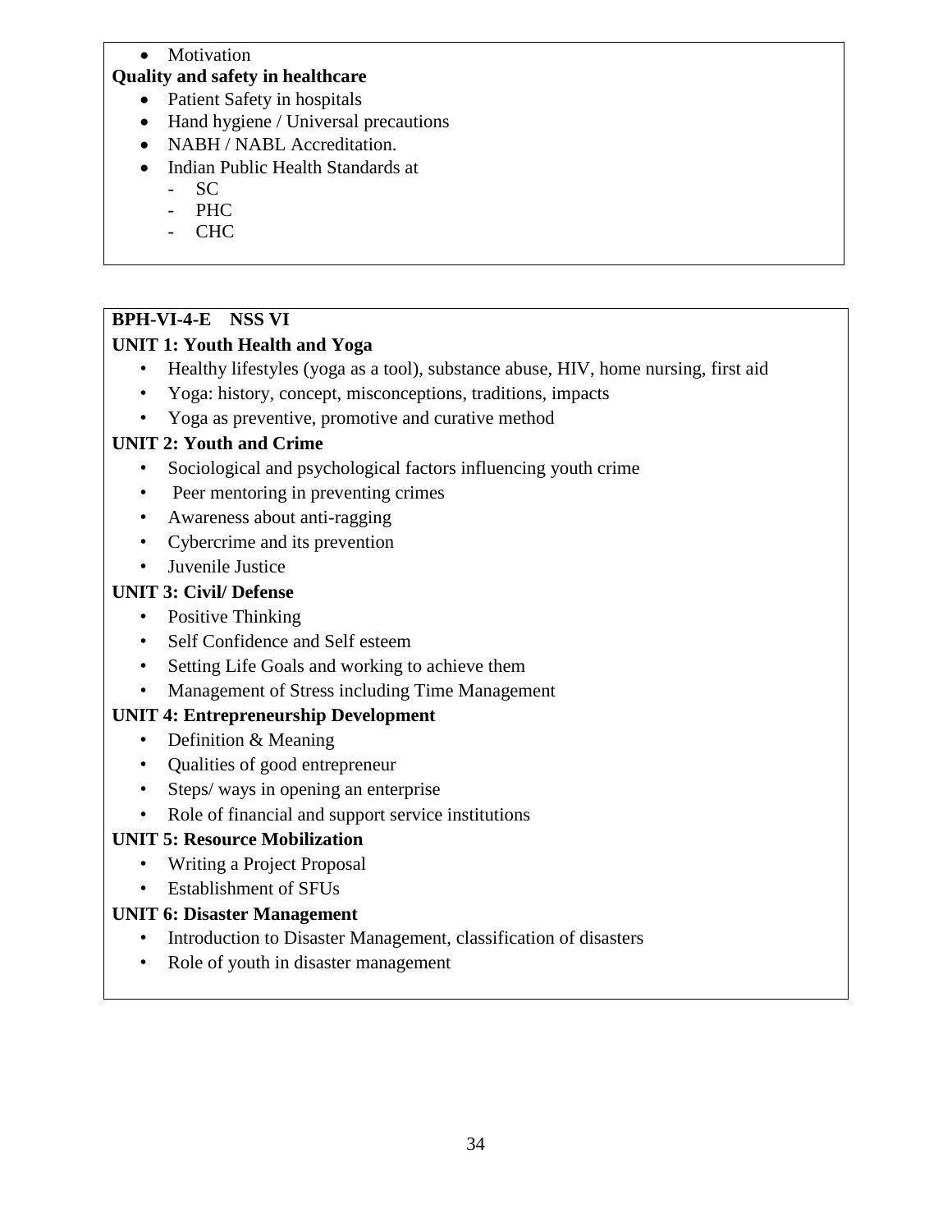- Motivation

**Quality and safety in healthcare**

- Patient Safety in hospitals
- Hand hygiene / Universal precautions
- NABH / NABL Accreditation.
- Indian Public Health Standards at
  - SC
  - PHC
  - CHC

**BPH-VI-4-E NSS VI**

**UNIT 1: Youth Health and Yoga**

- Healthy lifestyles (yoga as a tool), substance abuse, HIV, home nursing, first aid
- Yoga: history, concept, misconceptions, traditions, impacts
- Yoga as preventive, promotive and curative method

**UNIT 2: Youth and Crime**

- Sociological and psychological factors influencing youth crime
- Peer mentoring in preventing crimes
- Awareness about anti-ragging
- Cybercrime and its prevention
- Juvenile Justice

**UNIT 3: Civil/ Defense**

- Positive Thinking
- Self Confidence and Self esteem
- Setting Life Goals and working to achieve them
- Management of Stress including Time Management

**UNIT 4: Entrepreneurship Development**

- Definition & Meaning
- Qualities of good entrepreneur
- Steps/ ways in opening an enterprise
- Role of financial and support service institutions

**UNIT 5: Resource Mobilization**

- Writing a Project Proposal
- Establishment of SFUs

**UNIT 6: Disaster Management**

- Introduction to Disaster Management, classification of disasters
- Role of youth in disaster management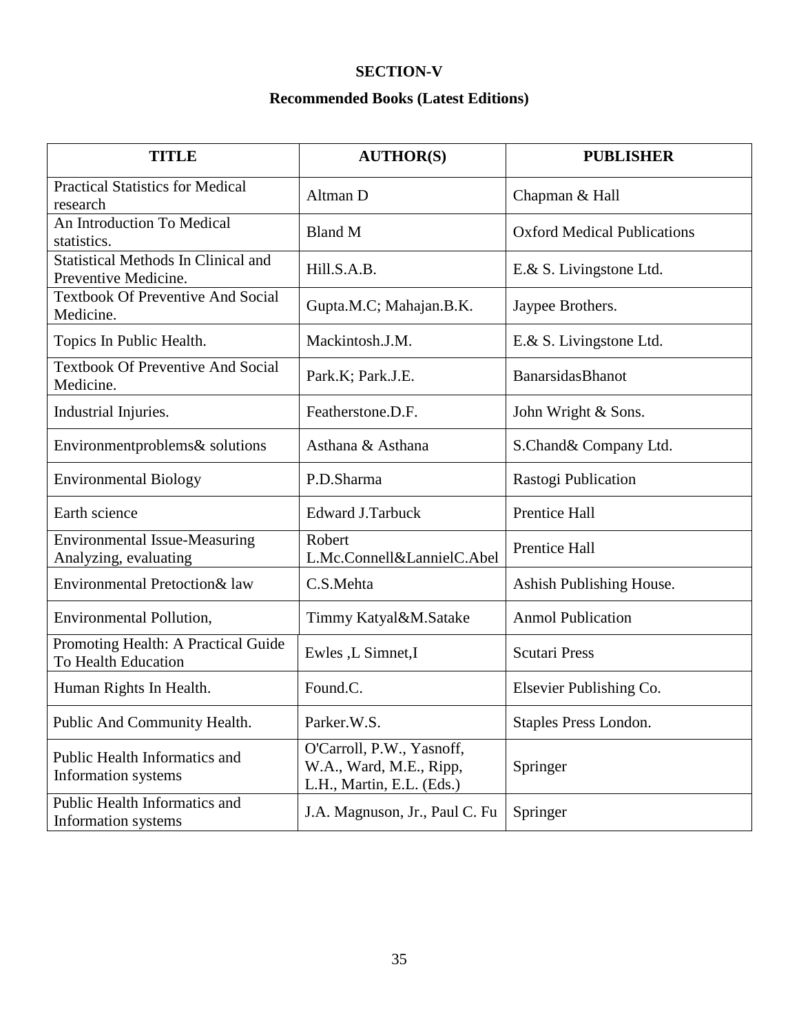## SECTION-V

### Recommended Books (Latest Editions)

| TITLE | AUTHOR(S) | PUBLISHER |
|---|---|---|
| Practical Statistics for Medical research | Altman D | Chapman & Hall |
| An Introduction To Medical statistics. | Bland M | Oxford Medical Publications |
| Statistical Methods In Clinical and Preventive Medicine. | Hill.S.A.B. | E.& S. Livingstone Ltd. |
| Textbook Of Preventive And Social Medicine. | Gupta.M.C; Mahajan.B.K. | Jaypee Brothers. |
| Topics In Public Health. | Mackintosh.J.M. | E.& S. Livingstone Ltd. |
| Textbook Of Preventive And Social Medicine. | Park.K; Park.J.E. | BanarsidasBhanot |
| Industrial Injuries. | Featherstone.D.F. | John Wright & Sons. |
| Environmentproblems& solutions | Asthana & Asthana | S.Chand& Company Ltd. |
| Environmental Biology | P.D.Sharma | Rastogi Publication |
| Earth science | Edward J.Tarbuck | Prentice Hall |
| Environmental Issue-Measuring Analyzing, evaluating | Robert L.Mc.Connell&LannielC.Abel | Prentice Hall |
| Environmental Pretoction& law | C.S.Mehta | Ashish Publishing House. |
| Environmental Pollution, | Timmy Katyal&M.Satake | Anmol Publication |
| Promoting Health: A Practical Guide To Health Education | Ewles ,L Simnet,I | Scutari Press |
| Human Rights In Health. | Found.C. | Elsevier Publishing Co. |
| Public And Community Health. | Parker.W.S. | Staples Press London. |
| Public Health Informatics and Information systems | O'Carroll, P.W., Yasnoff, W.A., Ward, M.E., Ripp, L.H., Martin, E.L. (Eds.) | Springer |
| Public Health Informatics and Information systems | J.A. Magnuson, Jr., Paul C. Fu | Springer |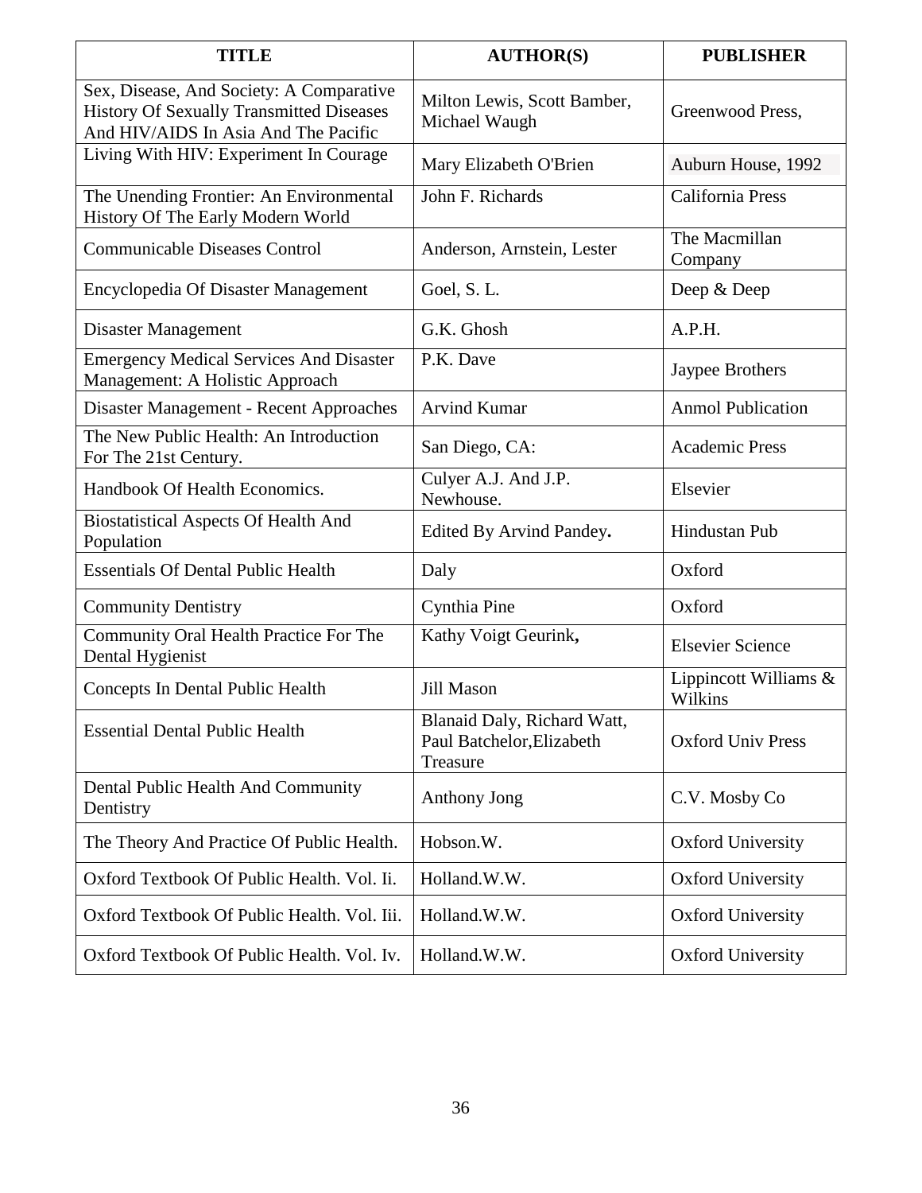| TITLE | AUTHOR(S) | PUBLISHER |
|---|---|---|
| Sex, Disease, And Society: A Comparative History Of Sexually Transmitted Diseases And HIV/AIDS In Asia And The Pacific | Milton Lewis, Scott Bamber, Michael Waugh | Greenwood Press, |
| Living With HIV: Experiment In Courage | Mary Elizabeth O'Brien | Auburn House, 1992 |
| The Unending Frontier: An Environmental History Of The Early Modern World | John F. Richards | California Press |
| Communicable Diseases Control | Anderson, Arnstein, Lester | The Macmillan Company |
| Encyclopedia Of Disaster Management | Goel, S. L. | Deep & Deep |
| Disaster Management | G.K. Ghosh | A.P.H. |
| Emergency Medical Services And Disaster Management: A Holistic Approach | P.K. Dave | Jaypee Brothers |
| Disaster Management - Recent Approaches | Arvind Kumar | Anmol Publication |
| The New Public Health: An Introduction For The 21st Century. | San Diego, CA: | Academic Press |
| Handbook Of Health Economics. | Culyer A.J. And J.P. Newhouse. | Elsevier |
| Biostatistical Aspects Of Health And Population | Edited By Arvind Pandey**.** | Hindustan Pub |
| Essentials Of Dental Public Health | Daly | Oxford |
| Community Dentistry | Cynthia Pine | Oxford |
| Community Oral Health Practice For The Dental Hygienist | Kathy Voigt Geurink**,** | Elsevier Science |
| Concepts In Dental Public Health | Jill Mason | Lippincott Williams & Wilkins |
| Essential Dental Public Health | Blanaid Daly, Richard Watt, Paul Batchelor,Elizabeth Treasure | Oxford Univ Press |
| Dental Public Health And Community Dentistry | Anthony Jong | C.V. Mosby Co |
| The Theory And Practice Of Public Health. | Hobson.W. | Oxford University |
| Oxford Textbook Of Public Health. Vol. Ii. | Holland.W.W. | Oxford University |
| Oxford Textbook Of Public Health. Vol. Iii. | Holland.W.W. | Oxford University |
| Oxford Textbook Of Public Health. Vol. Iv. | Holland.W.W. | Oxford University |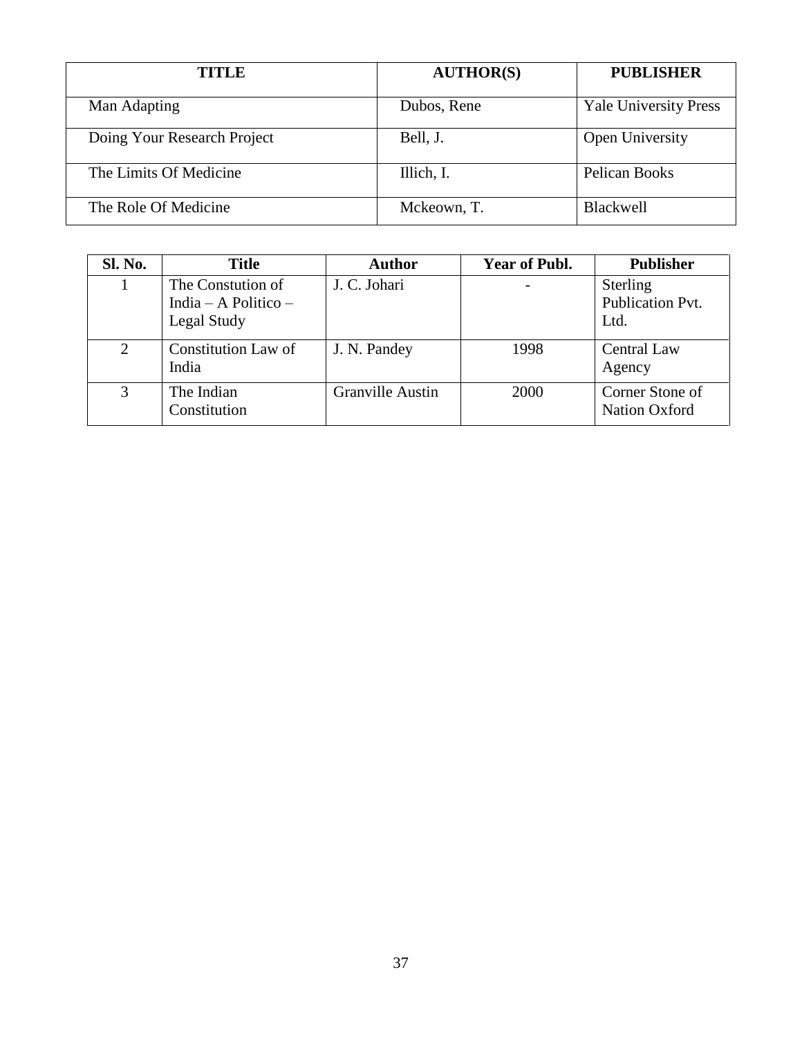| TITLE | AUTHOR(S) | PUBLISHER |
|---|---|---|
| Man Adapting | Dubos, Rene | Yale University Press |
| Doing Your Research Project | Bell, J. | Open University |
| The Limits Of Medicine | Illich, I. | Pelican Books |
| The Role Of Medicine | Mckeown, T. | Blackwell |

| Sl. No. | Title | Author | Year of Publ. | Publisher |
|---|---|---|---|---|
| 1 | The Constution of India – A Politico – Legal Study | J. C. Johari | - | Sterling Publication Pvt. Ltd. |
| 2 | Constitution Law of India | J. N. Pandey | 1998 | Central Law Agency |
| 3 | The Indian Constitution | Granville Austin | 2000 | Corner Stone of Nation Oxford |